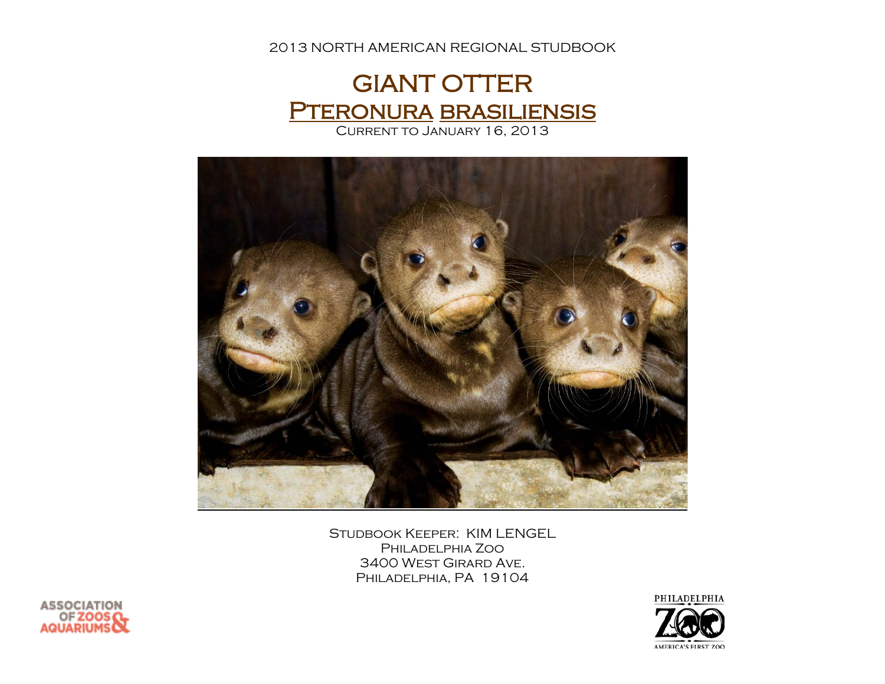2013 NORTH AMERICAN REGIONAL STUDBOOK

# GIANT OTTER

# *Pteronura brasiliensis*

Current to January 16, 2013

Studbook Keeper: KIM LENGEL
Philadelphia Zoo
3400 West Girard Ave.
Philadelphia, PA 19104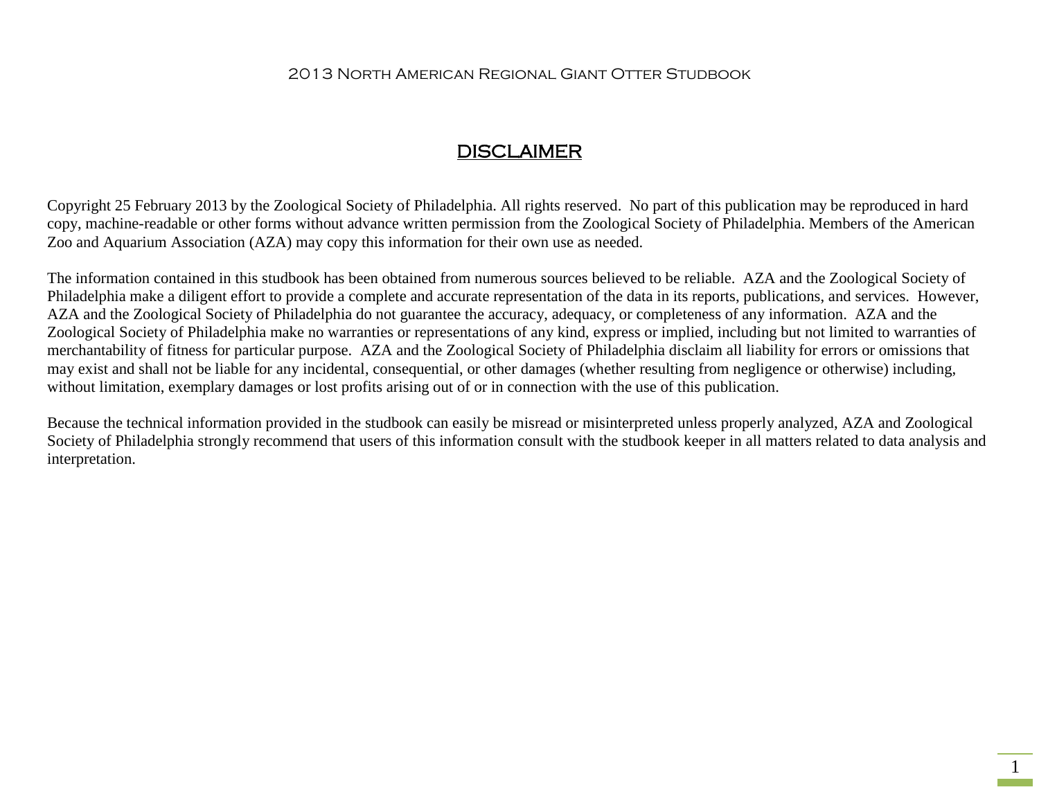## DISCLAIMER

Copyright 25 February 2013 by the Zoological Society of Philadelphia. All rights reserved. No part of this publication may be reproduced in hard copy, machine-readable or other forms without advance written permission from the Zoological Society of Philadelphia. Members of the American Zoo and Aquarium Association (AZA) may copy this information for their own use as needed.

The information contained in this studbook has been obtained from numerous sources believed to be reliable. AZA and the Zoological Society of Philadelphia make a diligent effort to provide a complete and accurate representation of the data in its reports, publications, and services. However, AZA and the Zoological Society of Philadelphia do not guarantee the accuracy, adequacy, or completeness of any information. AZA and the Zoological Society of Philadelphia make no warranties or representations of any kind, express or implied, including but not limited to warranties of merchantability of fitness for particular purpose. AZA and the Zoological Society of Philadelphia disclaim all liability for errors or omissions that may exist and shall not be liable for any incidental, consequential, or other damages (whether resulting from negligence or otherwise) including, without limitation, exemplary damages or lost profits arising out of or in connection with the use of this publication.

Because the technical information provided in the studbook can easily be misread or misinterpreted unless properly analyzed, AZA and Zoological Society of Philadelphia strongly recommend that users of this information consult with the studbook keeper in all matters related to data analysis and interpretation.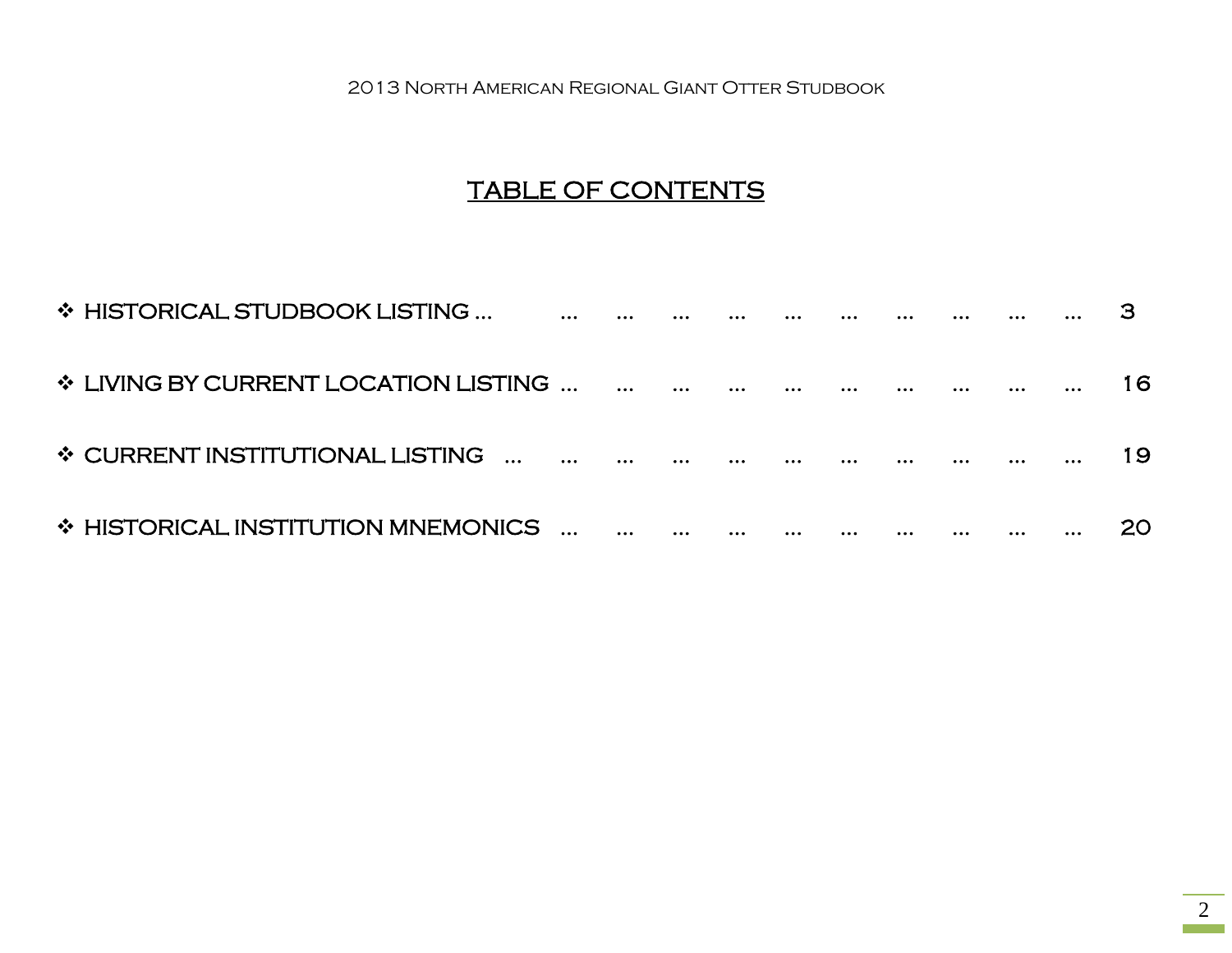# TABLE OF CONTENTS

- HISTORICAL STUDBOOK LISTING ... ... ... ... ... ... ... ... ... ... ... 3
- LIVING BY CURRENT LOCATION LISTING ... ... ... ... ... ... ... ... ... ... ... 16
- CURRENT INSTITUTIONAL LISTING ... ... ... ... ... ... ... ... ... ... ... ... 19
- HISTORICAL INSTITUTION MNEMONICS ... ... ... ... ... ... ... ... ... ... ... 20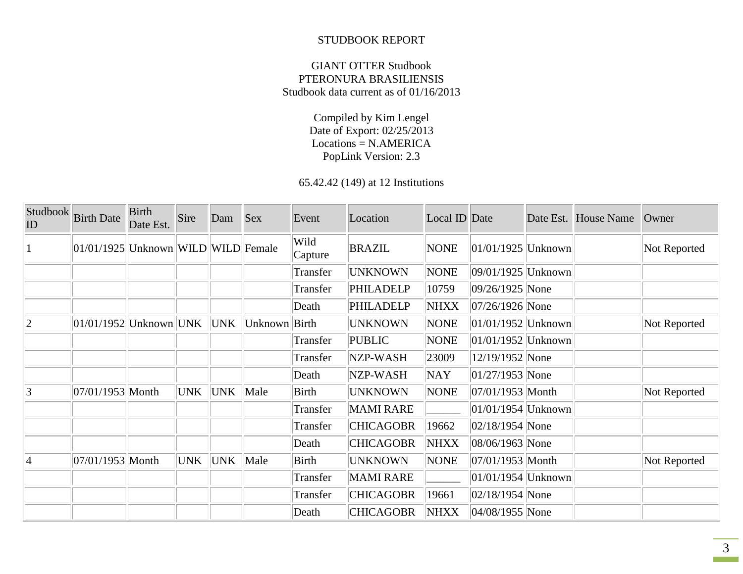STUDBOOK REPORT

GIANT OTTER Studbook
PTERONURA BRASILIENSIS
Studbook data current as of 01/16/2013

Compiled by Kim Lengel
Date of Export: 02/25/2013
Locations = N.AMERICA
PopLink Version: 2.3

65.42.42 (149) at 12 Institutions

| Studbook ID | Birth Date | Birth Date Est. | Sire | Dam | Sex | Event | Location | Local ID | Date | Date Est. | House Name | Owner |
|---|---|---|---|---|---|---|---|---|---|---|---|---|
| 1 | 01/01/1925 | Unknown | WILD | WILD | Female | Wild Capture | BRAZIL | NONE | 01/01/1925 | Unknown | | Not Reported |
| | | | | | | Transfer | UNKNOWN | NONE | 09/01/1925 | Unknown | | |
| | | | | | | Transfer | PHILADELP | 10759 | 09/26/1925 | None | | |
| | | | | | | Death | PHILADELP | NHXX | 07/26/1926 | None | | |
| 2 | 01/01/1952 | Unknown | UNK | UNK | Unknown | Birth | UNKNOWN | NONE | 01/01/1952 | Unknown | | Not Reported |
| | | | | | | Transfer | PUBLIC | NONE | 01/01/1952 | Unknown | | |
| | | | | | | Transfer | NZP-WASH | 23009 | 12/19/1952 | None | | |
| | | | | | | Death | NZP-WASH | NAY | 01/27/1953 | None | | |
| 3 | 07/01/1953 | Month | UNK | UNK | Male | Birth | UNKNOWN | NONE | 07/01/1953 | Month | | Not Reported |
| | | | | | | Transfer | MAMI RARE | ______ | 01/01/1954 | Unknown | | |
| | | | | | | Transfer | CHICAGOBR | 19662 | 02/18/1954 | None | | |
| | | | | | | Death | CHICAGOBR | NHXX | 08/06/1963 | None | | |
| 4 | 07/01/1953 | Month | UNK | UNK | Male | Birth | UNKNOWN | NONE | 07/01/1953 | Month | | Not Reported |
| | | | | | | Transfer | MAMI RARE | ______ | 01/01/1954 | Unknown | | |
| | | | | | | Transfer | CHICAGOBR | 19661 | 02/18/1954 | None | | |
| | | | | | | Death | CHICAGOBR | NHXX | 04/08/1955 | None | | |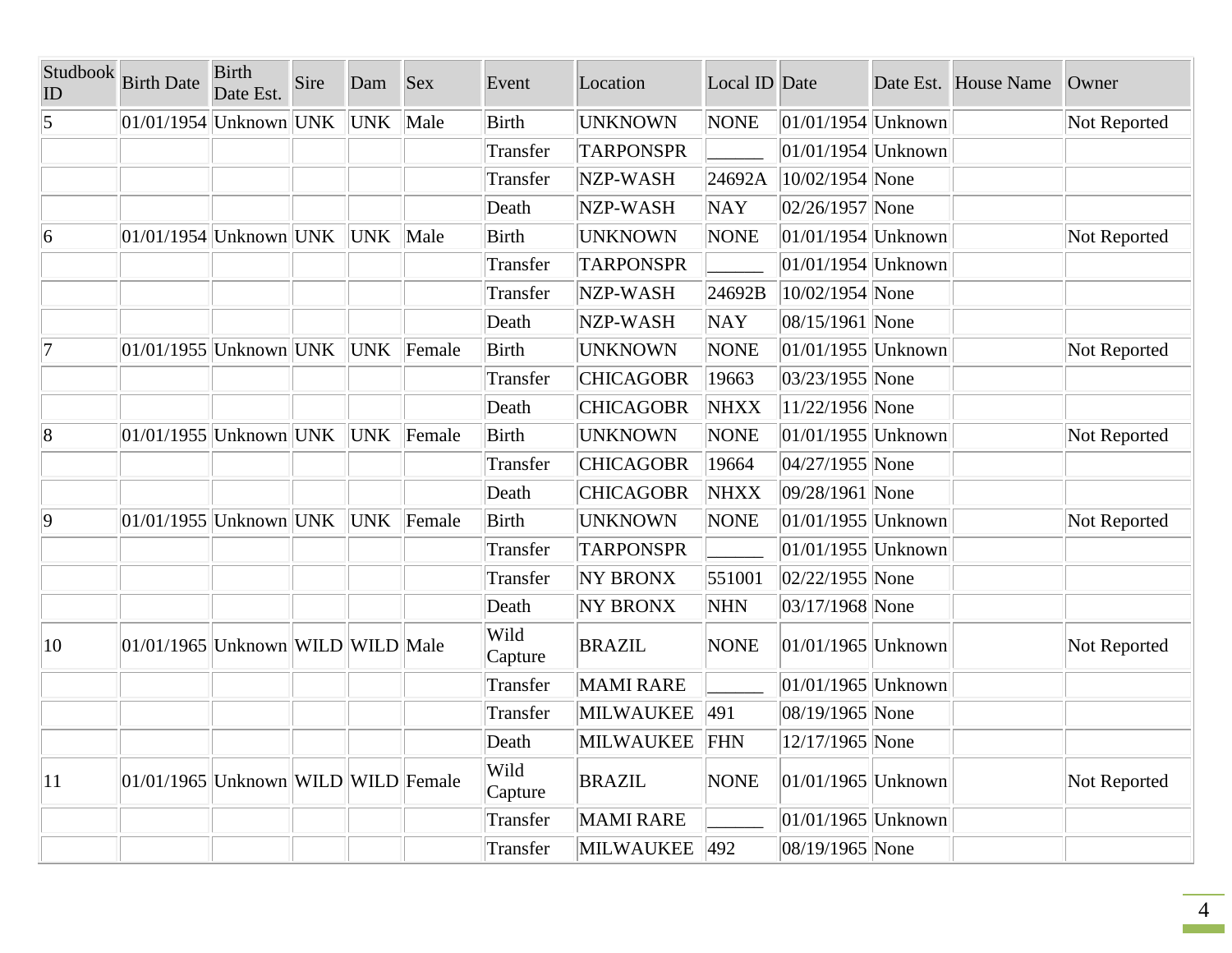| Studbook ID | Birth Date | Birth Date Est. | Sire | Dam | Sex | Event | Location | Local ID | Date | Date Est. | House Name | Owner |
|---|---|---|---|---|---|---|---|---|---|---|---|---|
| 5 | 01/01/1954 | Unknown | UNK | UNK | Male | Birth | UNKNOWN | NONE | 01/01/1954 | Unknown | | Not Reported |
| | | | | | | Transfer | TARPONSPR | ______ | 01/01/1954 | Unknown | | |
| | | | | | | Transfer | NZP-WASH | 24692A | 10/02/1954 | None | | |
| | | | | | | Death | NZP-WASH | NAY | 02/26/1957 | None | | |
| 6 | 01/01/1954 | Unknown | UNK | UNK | Male | Birth | UNKNOWN | NONE | 01/01/1954 | Unknown | | Not Reported |
| | | | | | | Transfer | TARPONSPR | ______ | 01/01/1954 | Unknown | | |
| | | | | | | Transfer | NZP-WASH | 24692B | 10/02/1954 | None | | |
| | | | | | | Death | NZP-WASH | NAY | 08/15/1961 | None | | |
| 7 | 01/01/1955 | Unknown | UNK | UNK | Female | Birth | UNKNOWN | NONE | 01/01/1955 | Unknown | | Not Reported |
| | | | | | | Transfer | CHICAGOBR | 19663 | 03/23/1955 | None | | |
| | | | | | | Death | CHICAGOBR | NHXX | 11/22/1956 | None | | |
| 8 | 01/01/1955 | Unknown | UNK | UNK | Female | Birth | UNKNOWN | NONE | 01/01/1955 | Unknown | | Not Reported |
| | | | | | | Transfer | CHICAGOBR | 19664 | 04/27/1955 | None | | |
| | | | | | | Death | CHICAGOBR | NHXX | 09/28/1961 | None | | |
| 9 | 01/01/1955 | Unknown | UNK | UNK | Female | Birth | UNKNOWN | NONE | 01/01/1955 | Unknown | | Not Reported |
| | | | | | | Transfer | TARPONSPR | ______ | 01/01/1955 | Unknown | | |
| | | | | | | Transfer | NY BRONX | 551001 | 02/22/1955 | None | | |
| | | | | | | Death | NY BRONX | NHN | 03/17/1968 | None | | |
| 10 | 01/01/1965 | Unknown | WILD | WILD | Male | Wild Capture | BRAZIL | NONE | 01/01/1965 | Unknown | | Not Reported |
| | | | | | | Transfer | MAMI RARE | ______ | 01/01/1965 | Unknown | | |
| | | | | | | Transfer | MILWAUKEE | 491 | 08/19/1965 | None | | |
| | | | | | | Death | MILWAUKEE | FHN | 12/17/1965 | None | | |
| 11 | 01/01/1965 | Unknown | WILD | WILD | Female | Wild Capture | BRAZIL | NONE | 01/01/1965 | Unknown | | Not Reported |
| | | | | | | Transfer | MAMI RARE | ______ | 01/01/1965 | Unknown | | |
| | | | | | | Transfer | MILWAUKEE | 492 | 08/19/1965 | None | | |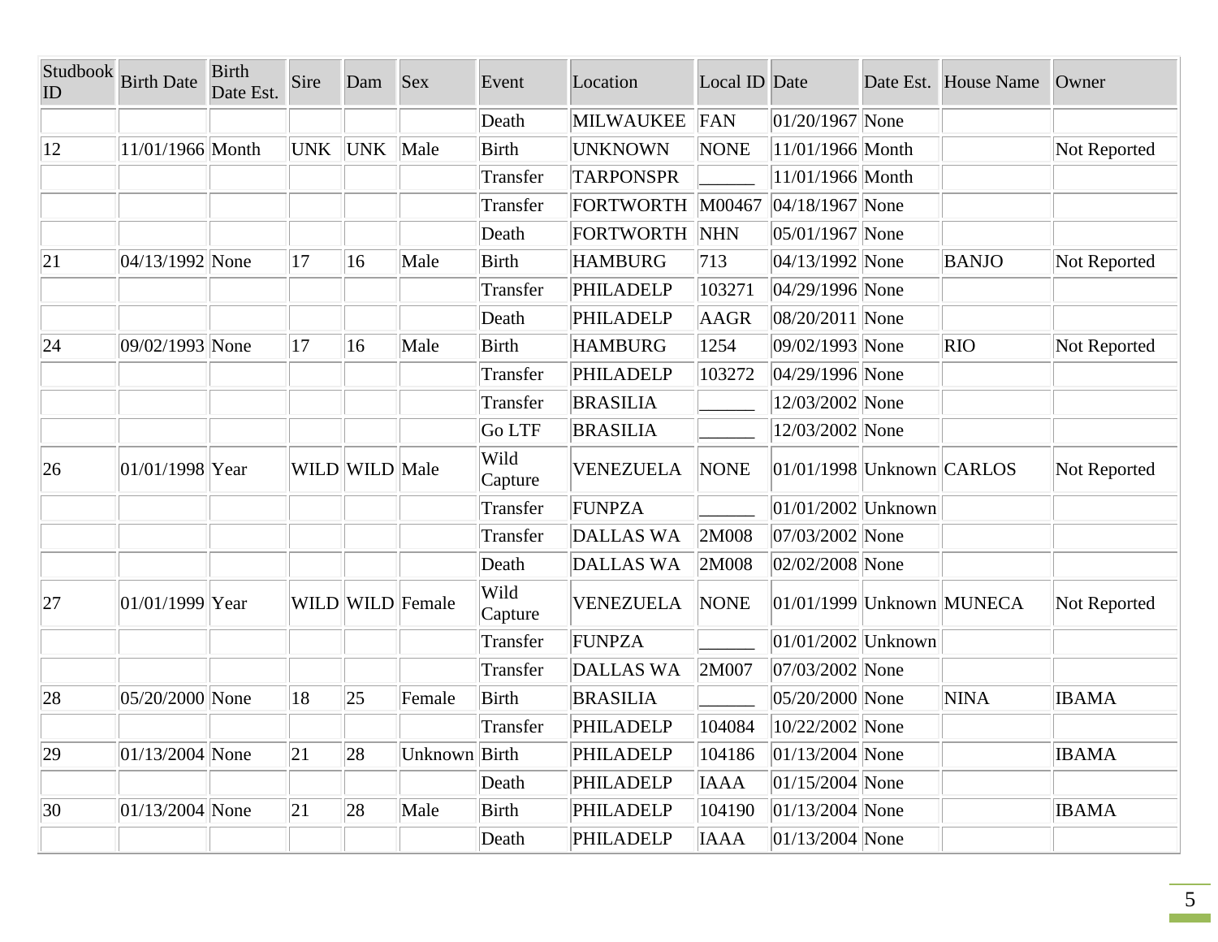| Studbook ID | Birth Date | Birth Date Est. | Sire | Dam | Sex | Event | Location | Local ID | Date | Date Est. | House Name | Owner |
|---|---|---|---|---|---|---|---|---|---|---|---|---|
| | | | | | | Death | MILWAUKEE | FAN | 01/20/1967 | None | | |
| 12 | 11/01/1966 | Month | UNK | UNK | Male | Birth | UNKNOWN | NONE | 11/01/1966 | Month | | Not Reported |
| | | | | | | Transfer | TARPONSPR | ______ | 11/01/1966 | Month | | |
| | | | | | | Transfer | FORTWORTH | M00467 | 04/18/1967 | None | | |
| | | | | | | Death | FORTWORTH | NHN | 05/01/1967 | None | | |
| 21 | 04/13/1992 | None | 17 | 16 | Male | Birth | HAMBURG | 713 | 04/13/1992 | None | BANJO | Not Reported |
| | | | | | | Transfer | PHILADELP | 103271 | 04/29/1996 | None | | |
| | | | | | | Death | PHILADELP | AAGR | 08/20/2011 | None | | |
| 24 | 09/02/1993 | None | 17 | 16 | Male | Birth | HAMBURG | 1254 | 09/02/1993 | None | RIO | Not Reported |
| | | | | | | Transfer | PHILADELP | 103272 | 04/29/1996 | None | | |
| | | | | | | Transfer | BRASILIA | ______ | 12/03/2002 | None | | |
| | | | | | | Go LTF | BRASILIA | ______ | 12/03/2002 | None | | |
| 26 | 01/01/1998 | Year | WILD | WILD | Male | Wild Capture | VENEZUELA | NONE | 01/01/1998 | Unknown | CARLOS | Not Reported |
| | | | | | | Transfer | FUNPZA | ______ | 01/01/2002 | Unknown | | |
| | | | | | | Transfer | DALLAS WA | 2M008 | 07/03/2002 | None | | |
| | | | | | | Death | DALLAS WA | 2M008 | 02/02/2008 | None | | |
| 27 | 01/01/1999 | Year | WILD | WILD | Female | Wild Capture | VENEZUELA | NONE | 01/01/1999 | Unknown | MUNECA | Not Reported |
| | | | | | | Transfer | FUNPZA | ______ | 01/01/2002 | Unknown | | |
| | | | | | | Transfer | DALLAS WA | 2M007 | 07/03/2002 | None | | |
| 28 | 05/20/2000 | None | 18 | 25 | Female | Birth | BRASILIA | ______ | 05/20/2000 | None | NINA | IBAMA |
| | | | | | | Transfer | PHILADELP | 104084 | 10/22/2002 | None | | |
| 29 | 01/13/2004 | None | 21 | 28 | Unknown | Birth | PHILADELP | 104186 | 01/13/2004 | None | | IBAMA |
| | | | | | | Death | PHILADELP | IAAA | 01/15/2004 | None | | |
| 30 | 01/13/2004 | None | 21 | 28 | Male | Birth | PHILADELP | 104190 | 01/13/2004 | None | | IBAMA |
| | | | | | | Death | PHILADELP | IAAA | 01/13/2004 | None | | |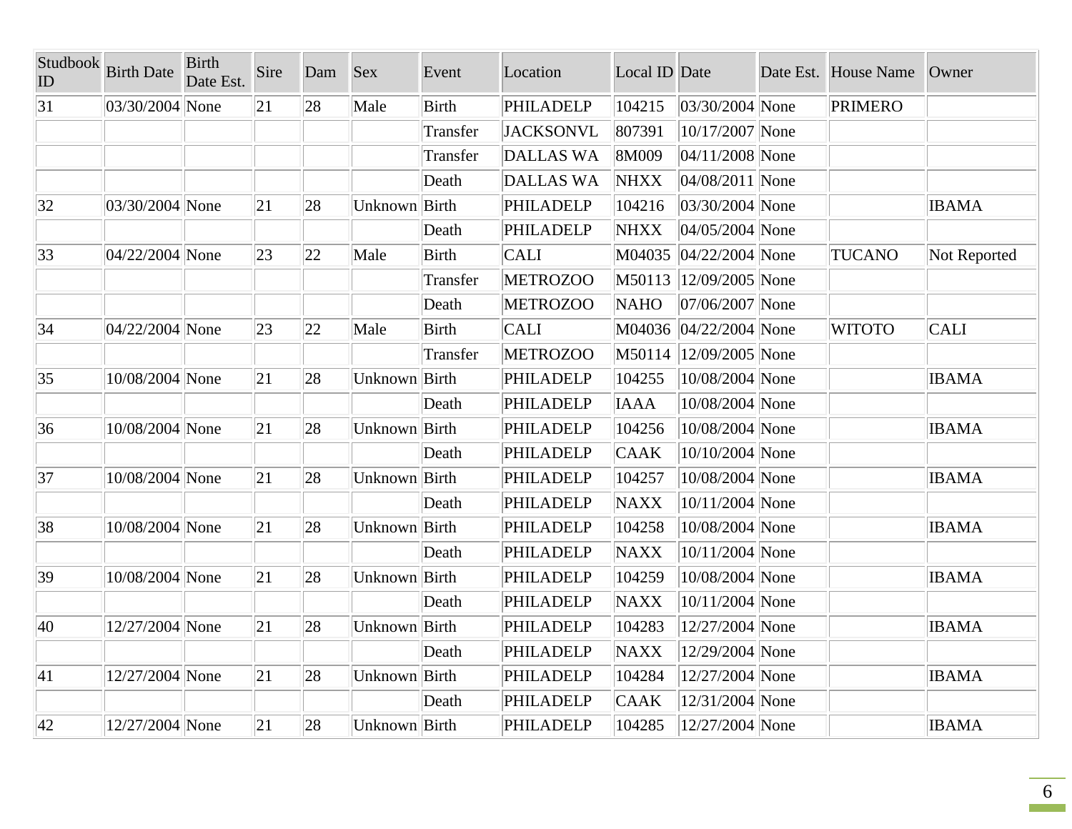| Studbook ID | Birth Date | Birth Date Est. | Sire | Dam | Sex | Event | Location | Local ID | Date | Date Est. | House Name | Owner |
|---|---|---|---|---|---|---|---|---|---|---|---|---|
| 31 | 03/30/2004 | None | 21 | 28 | Male | Birth | PHILADELP | 104215 | 03/30/2004 | None | PRIMERO | |
| | | | | | | Transfer | JACKSONVL | 807391 | 10/17/2007 | None | | |
| | | | | | | Transfer | DALLAS WA | 8M009 | 04/11/2008 | None | | |
| | | | | | | Death | DALLAS WA | NHXX | 04/08/2011 | None | | |
| 32 | 03/30/2004 | None | 21 | 28 | Unknown | Birth | PHILADELP | 104216 | 03/30/2004 | None | | IBAMA |
| | | | | | | Death | PHILADELP | NHXX | 04/05/2004 | None | | |
| 33 | 04/22/2004 | None | 23 | 22 | Male | Birth | CALI | M04035 | 04/22/2004 | None | TUCANO | Not Reported |
| | | | | | | Transfer | METROZOO | M50113 | 12/09/2005 | None | | |
| | | | | | | Death | METROZOO | NAHO | 07/06/2007 | None | | |
| 34 | 04/22/2004 | None | 23 | 22 | Male | Birth | CALI | M04036 | 04/22/2004 | None | WITOTO | CALI |
| | | | | | | Transfer | METROZOO | M50114 | 12/09/2005 | None | | |
| 35 | 10/08/2004 | None | 21 | 28 | Unknown | Birth | PHILADELP | 104255 | 10/08/2004 | None | | IBAMA |
| | | | | | | Death | PHILADELP | IAAA | 10/08/2004 | None | | |
| 36 | 10/08/2004 | None | 21 | 28 | Unknown | Birth | PHILADELP | 104256 | 10/08/2004 | None | | IBAMA |
| | | | | | | Death | PHILADELP | CAAK | 10/10/2004 | None | | |
| 37 | 10/08/2004 | None | 21 | 28 | Unknown | Birth | PHILADELP | 104257 | 10/08/2004 | None | | IBAMA |
| | | | | | | Death | PHILADELP | NAXX | 10/11/2004 | None | | |
| 38 | 10/08/2004 | None | 21 | 28 | Unknown | Birth | PHILADELP | 104258 | 10/08/2004 | None | | IBAMA |
| | | | | | | Death | PHILADELP | NAXX | 10/11/2004 | None | | |
| 39 | 10/08/2004 | None | 21 | 28 | Unknown | Birth | PHILADELP | 104259 | 10/08/2004 | None | | IBAMA |
| | | | | | | Death | PHILADELP | NAXX | 10/11/2004 | None | | |
| 40 | 12/27/2004 | None | 21 | 28 | Unknown | Birth | PHILADELP | 104283 | 12/27/2004 | None | | IBAMA |
| | | | | | | Death | PHILADELP | NAXX | 12/29/2004 | None | | |
| 41 | 12/27/2004 | None | 21 | 28 | Unknown | Birth | PHILADELP | 104284 | 12/27/2004 | None | | IBAMA |
| | | | | | | Death | PHILADELP | CAAK | 12/31/2004 | None | | |
| 42 | 12/27/2004 | None | 21 | 28 | Unknown | Birth | PHILADELP | 104285 | 12/27/2004 | None | | IBAMA |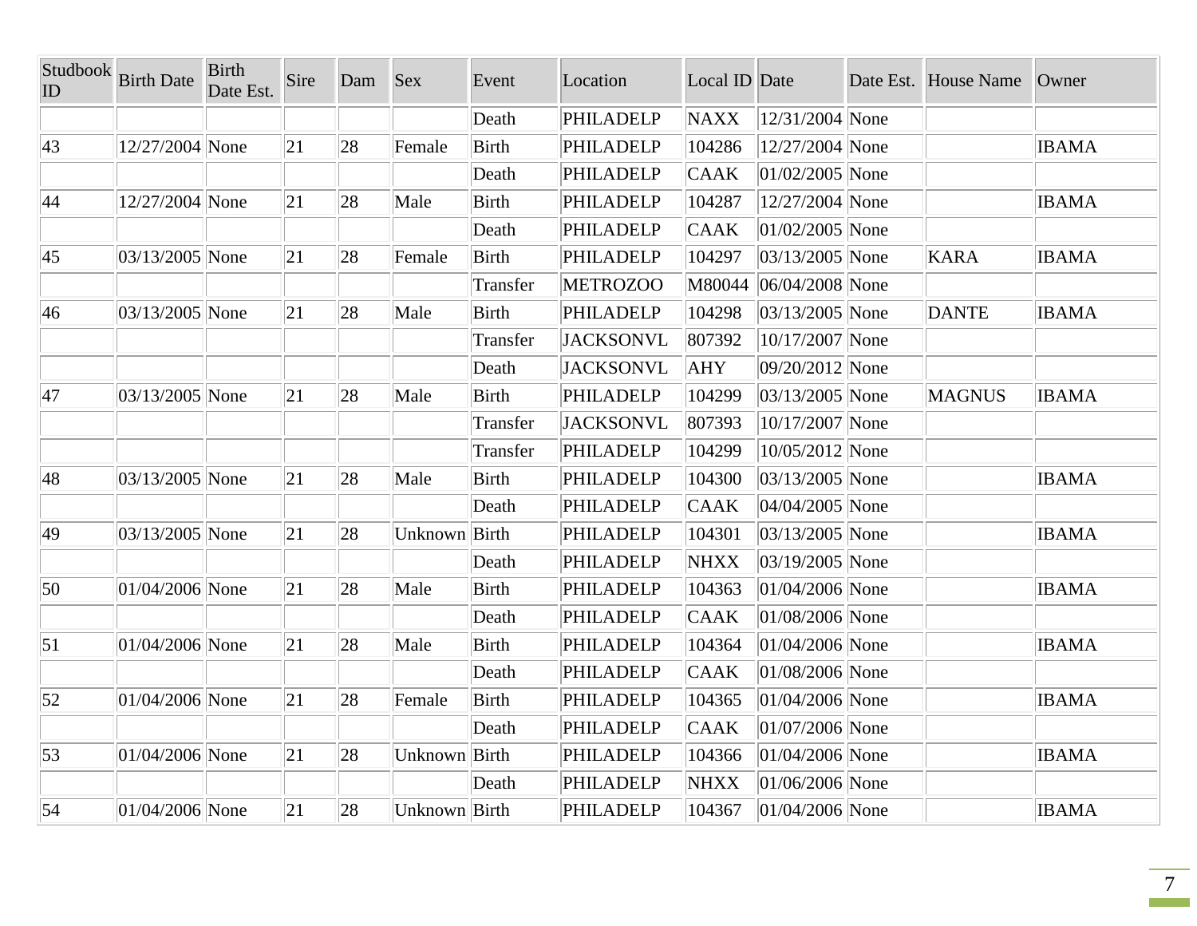| Studbook ID | Birth Date | Birth Date Est. | Sire | Dam | Sex | Event | Location | Local ID | Date | Date Est. | House Name | Owner |
|---|---|---|---|---|---|---|---|---|---|---|---|---|
| | | | | | | Death | PHILADELP | NAXX | 12/31/2004 | None | | |
| 43 | 12/27/2004 | None | 21 | 28 | Female | Birth | PHILADELP | 104286 | 12/27/2004 | None | | IBAMA |
| | | | | | | Death | PHILADELP | CAAK | 01/02/2005 | None | | |
| 44 | 12/27/2004 | None | 21 | 28 | Male | Birth | PHILADELP | 104287 | 12/27/2004 | None | | IBAMA |
| | | | | | | Death | PHILADELP | CAAK | 01/02/2005 | None | | |
| 45 | 03/13/2005 | None | 21 | 28 | Female | Birth | PHILADELP | 104297 | 03/13/2005 | None | KARA | IBAMA |
| | | | | | | Transfer | METROZOO | M80044 | 06/04/2008 | None | | |
| 46 | 03/13/2005 | None | 21 | 28 | Male | Birth | PHILADELP | 104298 | 03/13/2005 | None | DANTE | IBAMA |
| | | | | | | Transfer | JACKSONVL | 807392 | 10/17/2007 | None | | |
| | | | | | | Death | JACKSONVL | AHY | 09/20/2012 | None | | |
| 47 | 03/13/2005 | None | 21 | 28 | Male | Birth | PHILADELP | 104299 | 03/13/2005 | None | MAGNUS | IBAMA |
| | | | | | | Transfer | JACKSONVL | 807393 | 10/17/2007 | None | | |
| | | | | | | Transfer | PHILADELP | 104299 | 10/05/2012 | None | | |
| 48 | 03/13/2005 | None | 21 | 28 | Male | Birth | PHILADELP | 104300 | 03/13/2005 | None | | IBAMA |
| | | | | | | Death | PHILADELP | CAAK | 04/04/2005 | None | | |
| 49 | 03/13/2005 | None | 21 | 28 | Unknown | Birth | PHILADELP | 104301 | 03/13/2005 | None | | IBAMA |
| | | | | | | Death | PHILADELP | NHXX | 03/19/2005 | None | | |
| 50 | 01/04/2006 | None | 21 | 28 | Male | Birth | PHILADELP | 104363 | 01/04/2006 | None | | IBAMA |
| | | | | | | Death | PHILADELP | CAAK | 01/08/2006 | None | | |
| 51 | 01/04/2006 | None | 21 | 28 | Male | Birth | PHILADELP | 104364 | 01/04/2006 | None | | IBAMA |
| | | | | | | Death | PHILADELP | CAAK | 01/08/2006 | None | | |
| 52 | 01/04/2006 | None | 21 | 28 | Female | Birth | PHILADELP | 104365 | 01/04/2006 | None | | IBAMA |
| | | | | | | Death | PHILADELP | CAAK | 01/07/2006 | None | | |
| 53 | 01/04/2006 | None | 21 | 28 | Unknown | Birth | PHILADELP | 104366 | 01/04/2006 | None | | IBAMA |
| | | | | | | Death | PHILADELP | NHXX | 01/06/2006 | None | | |
| 54 | 01/04/2006 | None | 21 | 28 | Unknown | Birth | PHILADELP | 104367 | 01/04/2006 | None | | IBAMA |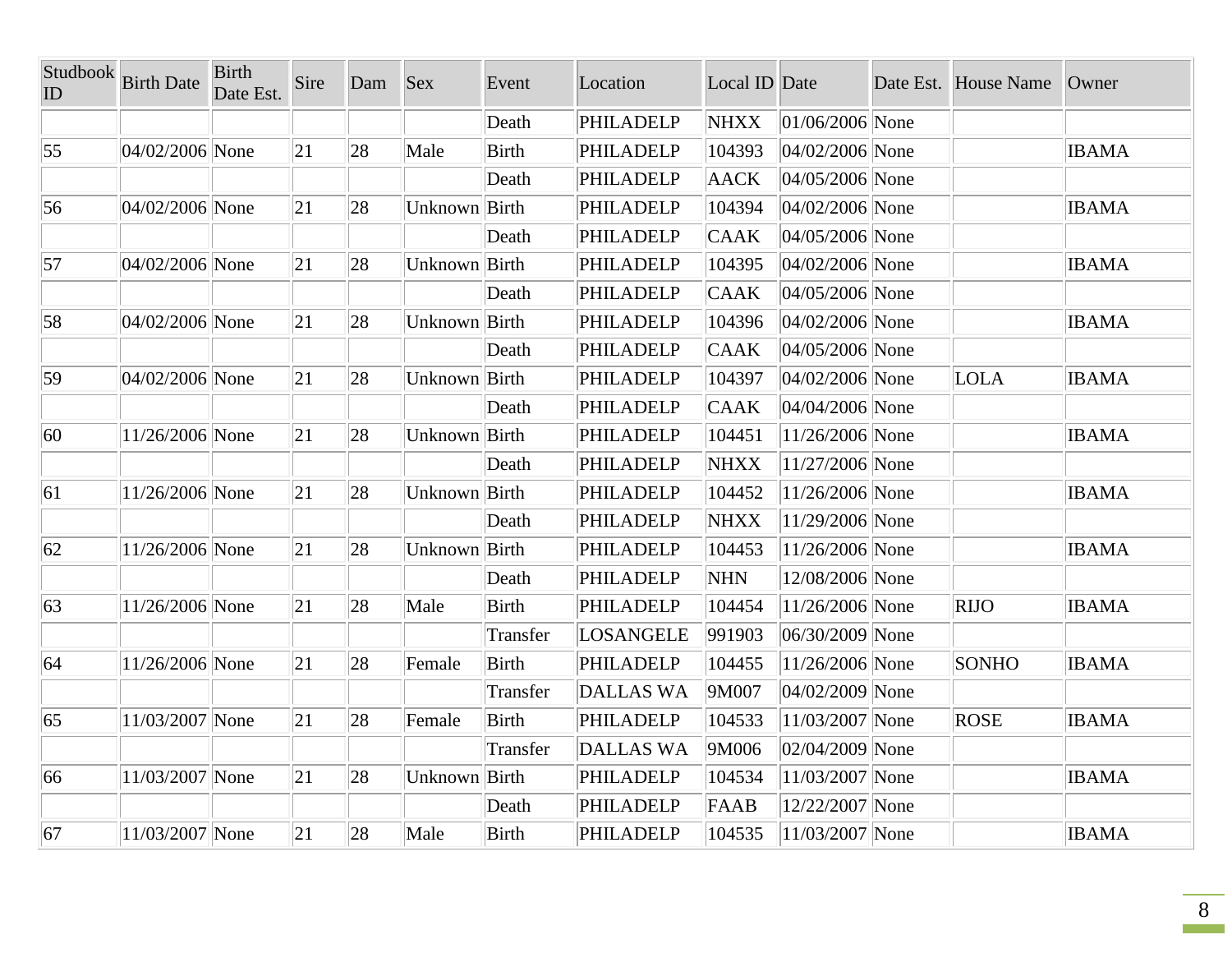| Studbook ID | Birth Date | Birth Date Est. | Sire | Dam | Sex | Event | Location | Local ID | Date | Date Est. | House Name | Owner |
|---|---|---|---|---|---|---|---|---|---|---|---|---|
| | | | | | | Death | PHILADELP | NHXX | 01/06/2006 | None | | |
| 55 | 04/02/2006 | None | 21 | 28 | Male | Birth | PHILADELP | 104393 | 04/02/2006 | None | | IBAMA |
| | | | | | | Death | PHILADELP | AACK | 04/05/2006 | None | | |
| 56 | 04/02/2006 | None | 21 | 28 | Unknown | Birth | PHILADELP | 104394 | 04/02/2006 | None | | IBAMA |
| | | | | | | Death | PHILADELP | CAAK | 04/05/2006 | None | | |
| 57 | 04/02/2006 | None | 21 | 28 | Unknown | Birth | PHILADELP | 104395 | 04/02/2006 | None | | IBAMA |
| | | | | | | Death | PHILADELP | CAAK | 04/05/2006 | None | | |
| 58 | 04/02/2006 | None | 21 | 28 | Unknown | Birth | PHILADELP | 104396 | 04/02/2006 | None | | IBAMA |
| | | | | | | Death | PHILADELP | CAAK | 04/05/2006 | None | | |
| 59 | 04/02/2006 | None | 21 | 28 | Unknown | Birth | PHILADELP | 104397 | 04/02/2006 | None | LOLA | IBAMA |
| | | | | | | Death | PHILADELP | CAAK | 04/04/2006 | None | | |
| 60 | 11/26/2006 | None | 21 | 28 | Unknown | Birth | PHILADELP | 104451 | 11/26/2006 | None | | IBAMA |
| | | | | | | Death | PHILADELP | NHXX | 11/27/2006 | None | | |
| 61 | 11/26/2006 | None | 21 | 28 | Unknown | Birth | PHILADELP | 104452 | 11/26/2006 | None | | IBAMA |
| | | | | | | Death | PHILADELP | NHXX | 11/29/2006 | None | | |
| 62 | 11/26/2006 | None | 21 | 28 | Unknown | Birth | PHILADELP | 104453 | 11/26/2006 | None | | IBAMA |
| | | | | | | Death | PHILADELP | NHN | 12/08/2006 | None | | |
| 63 | 11/26/2006 | None | 21 | 28 | Male | Birth | PHILADELP | 104454 | 11/26/2006 | None | RIJO | IBAMA |
| | | | | | | Transfer | LOSANGELE | 991903 | 06/30/2009 | None | | |
| 64 | 11/26/2006 | None | 21 | 28 | Female | Birth | PHILADELP | 104455 | 11/26/2006 | None | SONHO | IBAMA |
| | | | | | | Transfer | DALLAS WA | 9M007 | 04/02/2009 | None | | |
| 65 | 11/03/2007 | None | 21 | 28 | Female | Birth | PHILADELP | 104533 | 11/03/2007 | None | ROSE | IBAMA |
| | | | | | | Transfer | DALLAS WA | 9M006 | 02/04/2009 | None | | |
| 66 | 11/03/2007 | None | 21 | 28 | Unknown | Birth | PHILADELP | 104534 | 11/03/2007 | None | | IBAMA |
| | | | | | | Death | PHILADELP | FAAB | 12/22/2007 | None | | |
| 67 | 11/03/2007 | None | 21 | 28 | Male | Birth | PHILADELP | 104535 | 11/03/2007 | None | | IBAMA |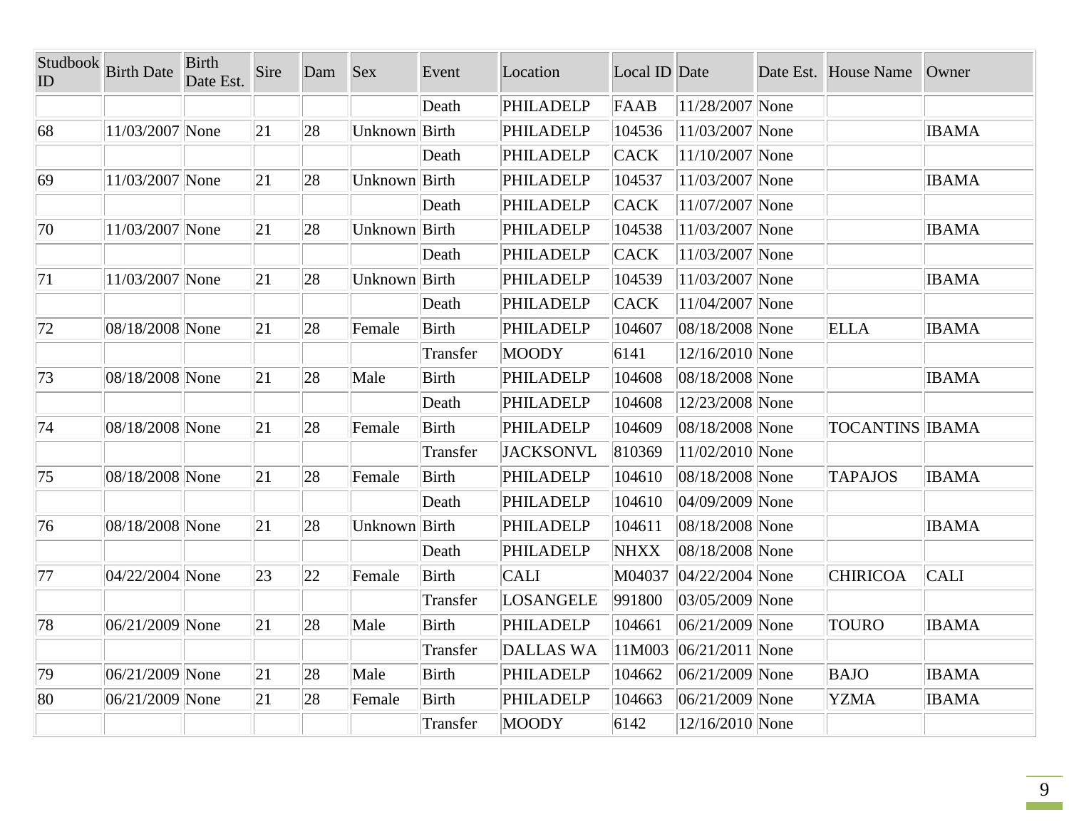| Studbook ID | Birth Date | Birth Date Est. | Sire | Dam | Sex | Event | Location | Local ID | Date | Date Est. | House Name | Owner |
|---|---|---|---|---|---|---|---|---|---|---|---|---|
| | | | | | | Death | PHILADELP | FAAB | 11/28/2007 | None | | |
| 68 | 11/03/2007 | None | 21 | 28 | Unknown | Birth | PHILADELP | 104536 | 11/03/2007 | None | | IBAMA |
| | | | | | | Death | PHILADELP | CACK | 11/10/2007 | None | | |
| 69 | 11/03/2007 | None | 21 | 28 | Unknown | Birth | PHILADELP | 104537 | 11/03/2007 | None | | IBAMA |
| | | | | | | Death | PHILADELP | CACK | 11/07/2007 | None | | |
| 70 | 11/03/2007 | None | 21 | 28 | Unknown | Birth | PHILADELP | 104538 | 11/03/2007 | None | | IBAMA |
| | | | | | | Death | PHILADELP | CACK | 11/03/2007 | None | | |
| 71 | 11/03/2007 | None | 21 | 28 | Unknown | Birth | PHILADELP | 104539 | 11/03/2007 | None | | IBAMA |
| | | | | | | Death | PHILADELP | CACK | 11/04/2007 | None | | |
| 72 | 08/18/2008 | None | 21 | 28 | Female | Birth | PHILADELP | 104607 | 08/18/2008 | None | ELLA | IBAMA |
| | | | | | | Transfer | MOODY | 6141 | 12/16/2010 | None | | |
| 73 | 08/18/2008 | None | 21 | 28 | Male | Birth | PHILADELP | 104608 | 08/18/2008 | None | | IBAMA |
| | | | | | | Death | PHILADELP | 104608 | 12/23/2008 | None | | |
| 74 | 08/18/2008 | None | 21 | 28 | Female | Birth | PHILADELP | 104609 | 08/18/2008 | None | TOCANTINS | IBAMA |
| | | | | | | Transfer | JACKSONVL | 810369 | 11/02/2010 | None | | |
| 75 | 08/18/2008 | None | 21 | 28 | Female | Birth | PHILADELP | 104610 | 08/18/2008 | None | TAPAJOS | IBAMA |
| | | | | | | Death | PHILADELP | 104610 | 04/09/2009 | None | | |
| 76 | 08/18/2008 | None | 21 | 28 | Unknown | Birth | PHILADELP | 104611 | 08/18/2008 | None | | IBAMA |
| | | | | | | Death | PHILADELP | NHXX | 08/18/2008 | None | | |
| 77 | 04/22/2004 | None | 23 | 22 | Female | Birth | CALI | M04037 | 04/22/2004 | None | CHIRICOA | CALI |
| | | | | | | Transfer | LOSANGELE | 991800 | 03/05/2009 | None | | |
| 78 | 06/21/2009 | None | 21 | 28 | Male | Birth | PHILADELP | 104661 | 06/21/2009 | None | TOURO | IBAMA |
| | | | | | | Transfer | DALLAS WA | 11M003 | 06/21/2011 | None | | |
| 79 | 06/21/2009 | None | 21 | 28 | Male | Birth | PHILADELP | 104662 | 06/21/2009 | None | BAJO | IBAMA |
| 80 | 06/21/2009 | None | 21 | 28 | Female | Birth | PHILADELP | 104663 | 06/21/2009 | None | YZMA | IBAMA |
| | | | | | | Transfer | MOODY | 6142 | 12/16/2010 | None | | |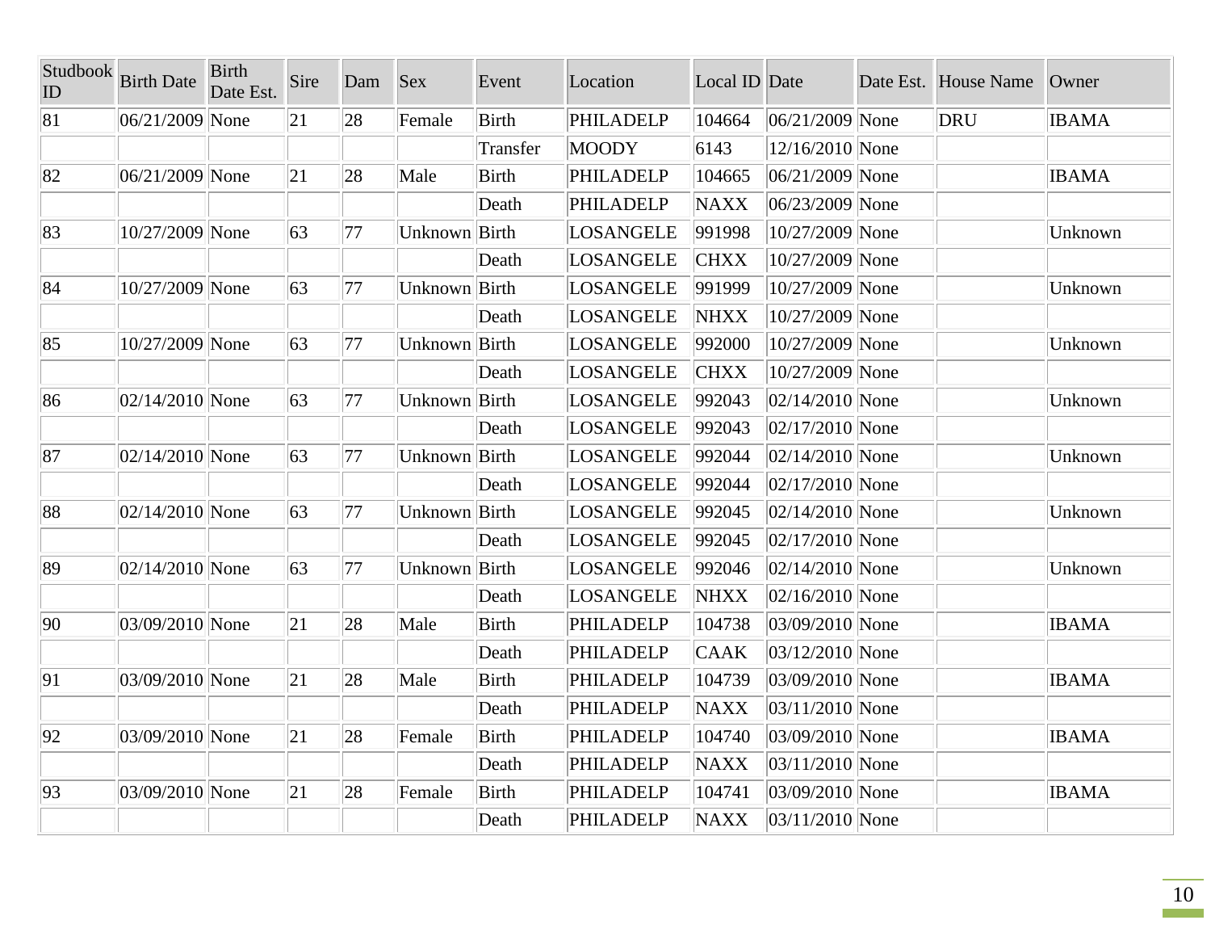| Studbook ID | Birth Date | Birth Date Est. | Sire | Dam | Sex | Event | Location | Local ID | Date | Date Est. | House Name | Owner |
|---|---|---|---|---|---|---|---|---|---|---|---|---|
| 81 | 06/21/2009 | None | 21 | 28 | Female | Birth | PHILADELP | 104664 | 06/21/2009 | None | DRU | IBAMA |
| | | | | | | Transfer | MOODY | 6143 | 12/16/2010 | None | | |
| 82 | 06/21/2009 | None | 21 | 28 | Male | Birth | PHILADELP | 104665 | 06/21/2009 | None | | IBAMA |
| | | | | | | Death | PHILADELP | NAXX | 06/23/2009 | None | | |
| 83 | 10/27/2009 | None | 63 | 77 | Unknown | Birth | LOSANGELE | 991998 | 10/27/2009 | None | | Unknown |
| | | | | | | Death | LOSANGELE | CHXX | 10/27/2009 | None | | |
| 84 | 10/27/2009 | None | 63 | 77 | Unknown | Birth | LOSANGELE | 991999 | 10/27/2009 | None | | Unknown |
| | | | | | | Death | LOSANGELE | NHXX | 10/27/2009 | None | | |
| 85 | 10/27/2009 | None | 63 | 77 | Unknown | Birth | LOSANGELE | 992000 | 10/27/2009 | None | | Unknown |
| | | | | | | Death | LOSANGELE | CHXX | 10/27/2009 | None | | |
| 86 | 02/14/2010 | None | 63 | 77 | Unknown | Birth | LOSANGELE | 992043 | 02/14/2010 | None | | Unknown |
| | | | | | | Death | LOSANGELE | 992043 | 02/17/2010 | None | | |
| 87 | 02/14/2010 | None | 63 | 77 | Unknown | Birth | LOSANGELE | 992044 | 02/14/2010 | None | | Unknown |
| | | | | | | Death | LOSANGELE | 992044 | 02/17/2010 | None | | |
| 88 | 02/14/2010 | None | 63 | 77 | Unknown | Birth | LOSANGELE | 992045 | 02/14/2010 | None | | Unknown |
| | | | | | | Death | LOSANGELE | 992045 | 02/17/2010 | None | | |
| 89 | 02/14/2010 | None | 63 | 77 | Unknown | Birth | LOSANGELE | 992046 | 02/14/2010 | None | | Unknown |
| | | | | | | Death | LOSANGELE | NHXX | 02/16/2010 | None | | |
| 90 | 03/09/2010 | None | 21 | 28 | Male | Birth | PHILADELP | 104738 | 03/09/2010 | None | | IBAMA |
| | | | | | | Death | PHILADELP | CAAK | 03/12/2010 | None | | |
| 91 | 03/09/2010 | None | 21 | 28 | Male | Birth | PHILADELP | 104739 | 03/09/2010 | None | | IBAMA |
| | | | | | | Death | PHILADELP | NAXX | 03/11/2010 | None | | |
| 92 | 03/09/2010 | None | 21 | 28 | Female | Birth | PHILADELP | 104740 | 03/09/2010 | None | | IBAMA |
| | | | | | | Death | PHILADELP | NAXX | 03/11/2010 | None | | |
| 93 | 03/09/2010 | None | 21 | 28 | Female | Birth | PHILADELP | 104741 | 03/09/2010 | None | | IBAMA |
| | | | | | | Death | PHILADELP | NAXX | 03/11/2010 | None | | |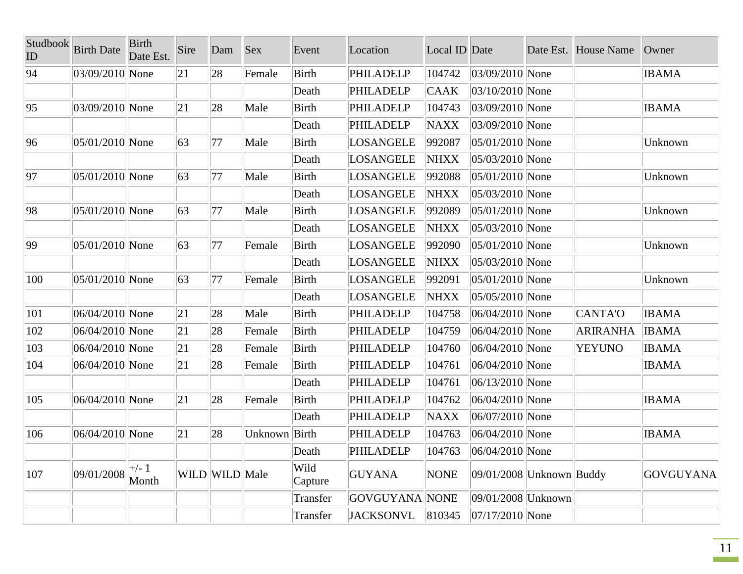| Studbook ID | Birth Date | Birth Date Est. | Sire | Dam | Sex | Event | Location | Local ID | Date | Date Est. | House Name | Owner |
|---|---|---|---|---|---|---|---|---|---|---|---|---|
| 94 | 03/09/2010 | None | 21 | 28 | Female | Birth | PHILADELP | 104742 | 03/09/2010 | None | | IBAMA |
| | | | | | | Death | PHILADELP | CAAK | 03/10/2010 | None | | |
| 95 | 03/09/2010 | None | 21 | 28 | Male | Birth | PHILADELP | 104743 | 03/09/2010 | None | | IBAMA |
| | | | | | | Death | PHILADELP | NAXX | 03/09/2010 | None | | |
| 96 | 05/01/2010 | None | 63 | 77 | Male | Birth | LOSANGELE | 992087 | 05/01/2010 | None | | Unknown |
| | | | | | | Death | LOSANGELE | NHXX | 05/03/2010 | None | | |
| 97 | 05/01/2010 | None | 63 | 77 | Male | Birth | LOSANGELE | 992088 | 05/01/2010 | None | | Unknown |
| | | | | | | Death | LOSANGELE | NHXX | 05/03/2010 | None | | |
| 98 | 05/01/2010 | None | 63 | 77 | Male | Birth | LOSANGELE | 992089 | 05/01/2010 | None | | Unknown |
| | | | | | | Death | LOSANGELE | NHXX | 05/03/2010 | None | | |
| 99 | 05/01/2010 | None | 63 | 77 | Female | Birth | LOSANGELE | 992090 | 05/01/2010 | None | | Unknown |
| | | | | | | Death | LOSANGELE | NHXX | 05/03/2010 | None | | |
| 100 | 05/01/2010 | None | 63 | 77 | Female | Birth | LOSANGELE | 992091 | 05/01/2010 | None | | Unknown |
| | | | | | | Death | LOSANGELE | NHXX | 05/05/2010 | None | | |
| 101 | 06/04/2010 | None | 21 | 28 | Male | Birth | PHILADELP | 104758 | 06/04/2010 | None | CANTA'O | IBAMA |
| 102 | 06/04/2010 | None | 21 | 28 | Female | Birth | PHILADELP | 104759 | 06/04/2010 | None | ARIRANHA | IBAMA |
| 103 | 06/04/2010 | None | 21 | 28 | Female | Birth | PHILADELP | 104760 | 06/04/2010 | None | YEYUNO | IBAMA |
| 104 | 06/04/2010 | None | 21 | 28 | Female | Birth | PHILADELP | 104761 | 06/04/2010 | None | | IBAMA |
| | | | | | | Death | PHILADELP | 104761 | 06/13/2010 | None | | |
| 105 | 06/04/2010 | None | 21 | 28 | Female | Birth | PHILADELP | 104762 | 06/04/2010 | None | | IBAMA |
| | | | | | | Death | PHILADELP | NAXX | 06/07/2010 | None | | |
| 106 | 06/04/2010 | None | 21 | 28 | Unknown | Birth | PHILADELP | 104763 | 06/04/2010 | None | | IBAMA |
| | | | | | | Death | PHILADELP | 104763 | 06/04/2010 | None | | |
| 107 | 09/01/2008 | +/- 1 Month | WILD | WILD | Male | Wild Capture | GUYANA | NONE | 09/01/2008 | Unknown | Buddy | GOVGUYANA |
| | | | | | | Transfer | GOVGUYANA | NONE | 09/01/2008 | Unknown | | |
| | | | | | | Transfer | JACKSONVL | 810345 | 07/17/2010 | None | | |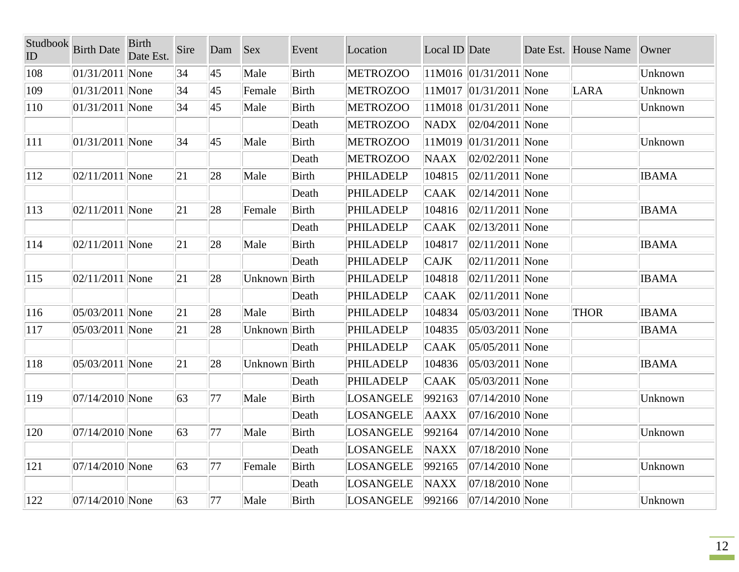| Studbook ID | Birth Date | Birth Date Est. | Sire | Dam | Sex | Event | Location | Local ID | Date | Date Est. | House Name | Owner |
|---|---|---|---|---|---|---|---|---|---|---|---|---|
| 108 | 01/31/2011 | None | 34 | 45 | Male | Birth | METROZOO | 11M016 | 01/31/2011 | None | | Unknown |
| 109 | 01/31/2011 | None | 34 | 45 | Female | Birth | METROZOO | 11M017 | 01/31/2011 | None | LARA | Unknown |
| 110 | 01/31/2011 | None | 34 | 45 | Male | Birth | METROZOO | 11M018 | 01/31/2011 | None | | Unknown |
| | | | | | | Death | METROZOO | NADX | 02/04/2011 | None | | |
| 111 | 01/31/2011 | None | 34 | 45 | Male | Birth | METROZOO | 11M019 | 01/31/2011 | None | | Unknown |
| | | | | | | Death | METROZOO | NAAX | 02/02/2011 | None | | |
| 112 | 02/11/2011 | None | 21 | 28 | Male | Birth | PHILADELP | 104815 | 02/11/2011 | None | | IBAMA |
| | | | | | | Death | PHILADELP | CAAK | 02/14/2011 | None | | |
| 113 | 02/11/2011 | None | 21 | 28 | Female | Birth | PHILADELP | 104816 | 02/11/2011 | None | | IBAMA |
| | | | | | | Death | PHILADELP | CAAK | 02/13/2011 | None | | |
| 114 | 02/11/2011 | None | 21 | 28 | Male | Birth | PHILADELP | 104817 | 02/11/2011 | None | | IBAMA |
| | | | | | | Death | PHILADELP | CAJK | 02/11/2011 | None | | |
| 115 | 02/11/2011 | None | 21 | 28 | Unknown | Birth | PHILADELP | 104818 | 02/11/2011 | None | | IBAMA |
| | | | | | | Death | PHILADELP | CAAK | 02/11/2011 | None | | |
| 116 | 05/03/2011 | None | 21 | 28 | Male | Birth | PHILADELP | 104834 | 05/03/2011 | None | THOR | IBAMA |
| 117 | 05/03/2011 | None | 21 | 28 | Unknown | Birth | PHILADELP | 104835 | 05/03/2011 | None | | IBAMA |
| | | | | | | Death | PHILADELP | CAAK | 05/05/2011 | None | | |
| 118 | 05/03/2011 | None | 21 | 28 | Unknown | Birth | PHILADELP | 104836 | 05/03/2011 | None | | IBAMA |
| | | | | | | Death | PHILADELP | CAAK | 05/03/2011 | None | | |
| 119 | 07/14/2010 | None | 63 | 77 | Male | Birth | LOSANGELE | 992163 | 07/14/2010 | None | | Unknown |
| | | | | | | Death | LOSANGELE | AAXX | 07/16/2010 | None | | |
| 120 | 07/14/2010 | None | 63 | 77 | Male | Birth | LOSANGELE | 992164 | 07/14/2010 | None | | Unknown |
| | | | | | | Death | LOSANGELE | NAXX | 07/18/2010 | None | | |
| 121 | 07/14/2010 | None | 63 | 77 | Female | Birth | LOSANGELE | 992165 | 07/14/2010 | None | | Unknown |
| | | | | | | Death | LOSANGELE | NAXX | 07/18/2010 | None | | |
| 122 | 07/14/2010 | None | 63 | 77 | Male | Birth | LOSANGELE | 992166 | 07/14/2010 | None | | Unknown |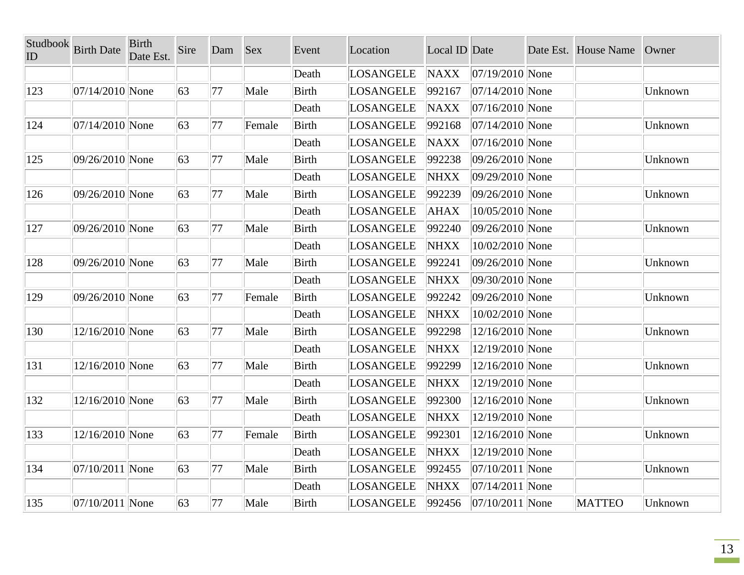| Studbook ID | Birth Date | Birth Date Est. | Sire | Dam | Sex | Event | Location | Local ID | Date | Date Est. | House Name | Owner |
|---|---|---|---|---|---|---|---|---|---|---|---|---|
| | | | | | | Death | LOSANGELE | NAXX | 07/19/2010 | None | | |
| 123 | 07/14/2010 | None | 63 | 77 | Male | Birth | LOSANGELE | 992167 | 07/14/2010 | None | | Unknown |
| | | | | | | Death | LOSANGELE | NAXX | 07/16/2010 | None | | |
| 124 | 07/14/2010 | None | 63 | 77 | Female | Birth | LOSANGELE | 992168 | 07/14/2010 | None | | Unknown |
| | | | | | | Death | LOSANGELE | NAXX | 07/16/2010 | None | | |
| 125 | 09/26/2010 | None | 63 | 77 | Male | Birth | LOSANGELE | 992238 | 09/26/2010 | None | | Unknown |
| | | | | | | Death | LOSANGELE | NHXX | 09/29/2010 | None | | |
| 126 | 09/26/2010 | None | 63 | 77 | Male | Birth | LOSANGELE | 992239 | 09/26/2010 | None | | Unknown |
| | | | | | | Death | LOSANGELE | AHAX | 10/05/2010 | None | | |
| 127 | 09/26/2010 | None | 63 | 77 | Male | Birth | LOSANGELE | 992240 | 09/26/2010 | None | | Unknown |
| | | | | | | Death | LOSANGELE | NHXX | 10/02/2010 | None | | |
| 128 | 09/26/2010 | None | 63 | 77 | Male | Birth | LOSANGELE | 992241 | 09/26/2010 | None | | Unknown |
| | | | | | | Death | LOSANGELE | NHXX | 09/30/2010 | None | | |
| 129 | 09/26/2010 | None | 63 | 77 | Female | Birth | LOSANGELE | 992242 | 09/26/2010 | None | | Unknown |
| | | | | | | Death | LOSANGELE | NHXX | 10/02/2010 | None | | |
| 130 | 12/16/2010 | None | 63 | 77 | Male | Birth | LOSANGELE | 992298 | 12/16/2010 | None | | Unknown |
| | | | | | | Death | LOSANGELE | NHXX | 12/19/2010 | None | | |
| 131 | 12/16/2010 | None | 63 | 77 | Male | Birth | LOSANGELE | 992299 | 12/16/2010 | None | | Unknown |
| | | | | | | Death | LOSANGELE | NHXX | 12/19/2010 | None | | |
| 132 | 12/16/2010 | None | 63 | 77 | Male | Birth | LOSANGELE | 992300 | 12/16/2010 | None | | Unknown |
| | | | | | | Death | LOSANGELE | NHXX | 12/19/2010 | None | | |
| 133 | 12/16/2010 | None | 63 | 77 | Female | Birth | LOSANGELE | 992301 | 12/16/2010 | None | | Unknown |
| | | | | | | Death | LOSANGELE | NHXX | 12/19/2010 | None | | |
| 134 | 07/10/2011 | None | 63 | 77 | Male | Birth | LOSANGELE | 992455 | 07/10/2011 | None | | Unknown |
| | | | | | | Death | LOSANGELE | NHXX | 07/14/2011 | None | | |
| 135 | 07/10/2011 | None | 63 | 77 | Male | Birth | LOSANGELE | 992456 | 07/10/2011 | None | MATTEO | Unknown |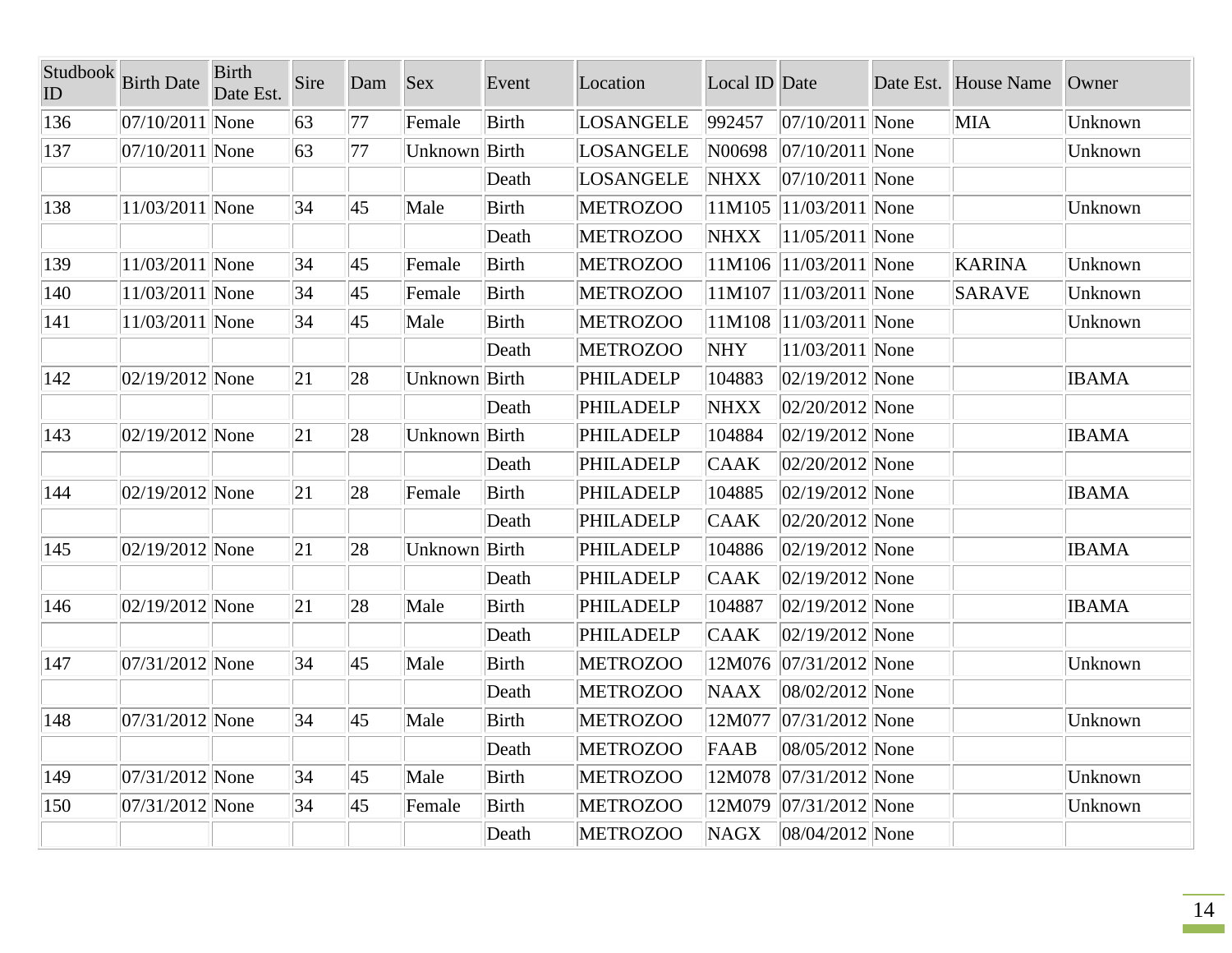| Studbook ID | Birth Date | Birth Date Est. | Sire | Dam | Sex | Event | Location | Local ID | Date | Date Est. | House Name | Owner |
|---|---|---|---|---|---|---|---|---|---|---|---|---|
| 136 | 07/10/2011 | None | 63 | 77 | Female | Birth | LOSANGELE | 992457 | 07/10/2011 | None | MIA | Unknown |
| 137 | 07/10/2011 | None | 63 | 77 | Unknown | Birth | LOSANGELE | N00698 | 07/10/2011 | None | | Unknown |
| | | | | | | Death | LOSANGELE | NHXX | 07/10/2011 | None | | |
| 138 | 11/03/2011 | None | 34 | 45 | Male | Birth | METROZOO | 11M105 | 11/03/2011 | None | | Unknown |
| | | | | | | Death | METROZOO | NHXX | 11/05/2011 | None | | |
| 139 | 11/03/2011 | None | 34 | 45 | Female | Birth | METROZOO | 11M106 | 11/03/2011 | None | KARINA | Unknown |
| 140 | 11/03/2011 | None | 34 | 45 | Female | Birth | METROZOO | 11M107 | 11/03/2011 | None | SARAVE | Unknown |
| 141 | 11/03/2011 | None | 34 | 45 | Male | Birth | METROZOO | 11M108 | 11/03/2011 | None | | Unknown |
| | | | | | | Death | METROZOO | NHY | 11/03/2011 | None | | |
| 142 | 02/19/2012 | None | 21 | 28 | Unknown | Birth | PHILADELP | 104883 | 02/19/2012 | None | | IBAMA |
| | | | | | | Death | PHILADELP | NHXX | 02/20/2012 | None | | |
| 143 | 02/19/2012 | None | 21 | 28 | Unknown | Birth | PHILADELP | 104884 | 02/19/2012 | None | | IBAMA |
| | | | | | | Death | PHILADELP | CAAK | 02/20/2012 | None | | |
| 144 | 02/19/2012 | None | 21 | 28 | Female | Birth | PHILADELP | 104885 | 02/19/2012 | None | | IBAMA |
| | | | | | | Death | PHILADELP | CAAK | 02/20/2012 | None | | |
| 145 | 02/19/2012 | None | 21 | 28 | Unknown | Birth | PHILADELP | 104886 | 02/19/2012 | None | | IBAMA |
| | | | | | | Death | PHILADELP | CAAK | 02/19/2012 | None | | |
| 146 | 02/19/2012 | None | 21 | 28 | Male | Birth | PHILADELP | 104887 | 02/19/2012 | None | | IBAMA |
| | | | | | | Death | PHILADELP | CAAK | 02/19/2012 | None | | |
| 147 | 07/31/2012 | None | 34 | 45 | Male | Birth | METROZOO | 12M076 | 07/31/2012 | None | | Unknown |
| | | | | | | Death | METROZOO | NAAX | 08/02/2012 | None | | |
| 148 | 07/31/2012 | None | 34 | 45 | Male | Birth | METROZOO | 12M077 | 07/31/2012 | None | | Unknown |
| | | | | | | Death | METROZOO | FAAB | 08/05/2012 | None | | |
| 149 | 07/31/2012 | None | 34 | 45 | Male | Birth | METROZOO | 12M078 | 07/31/2012 | None | | Unknown |
| 150 | 07/31/2012 | None | 34 | 45 | Female | Birth | METROZOO | 12M079 | 07/31/2012 | None | | Unknown |
| | | | | | | Death | METROZOO | NAGX | 08/04/2012 | None | | |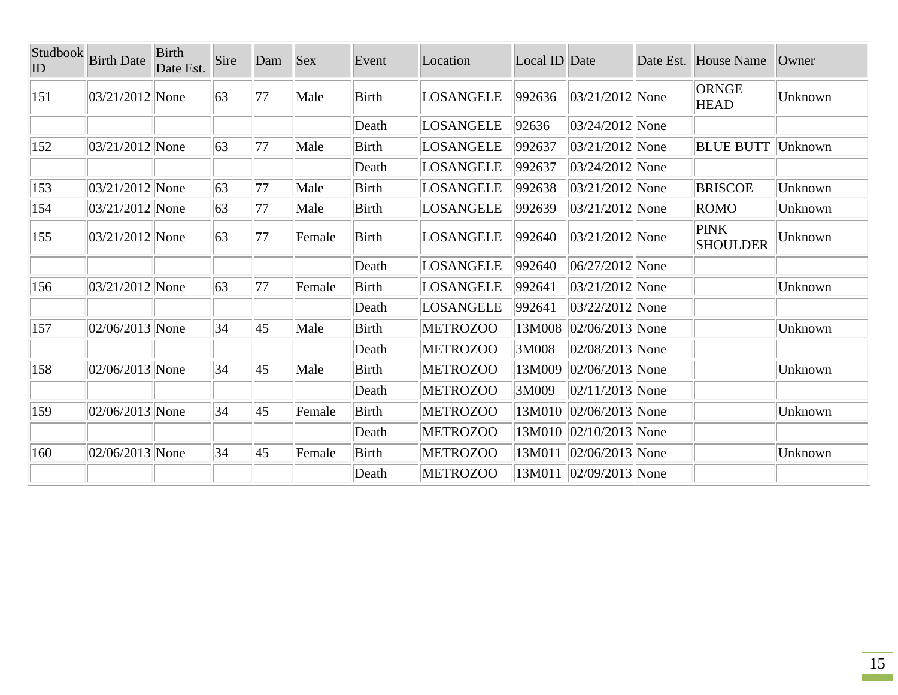| Studbook ID | Birth Date | Birth Date Est. | Sire | Dam | Sex | Event | Location | Local ID | Date | Date Est. | House Name | Owner |
|---|---|---|---|---|---|---|---|---|---|---|---|---|
| 151 | 03/21/2012 | None | 63 | 77 | Male | Birth | LOSANGELE | 992636 | 03/21/2012 | None | ORNGE HEAD | Unknown |
| | | | | | | Death | LOSANGELE | 92636 | 03/24/2012 | None | | |
| 152 | 03/21/2012 | None | 63 | 77 | Male | Birth | LOSANGELE | 992637 | 03/21/2012 | None | BLUE BUTT | Unknown |
| | | | | | | Death | LOSANGELE | 992637 | 03/24/2012 | None | | |
| 153 | 03/21/2012 | None | 63 | 77 | Male | Birth | LOSANGELE | 992638 | 03/21/2012 | None | BRISCOE | Unknown |
| 154 | 03/21/2012 | None | 63 | 77 | Male | Birth | LOSANGELE | 992639 | 03/21/2012 | None | ROMO | Unknown |
| 155 | 03/21/2012 | None | 63 | 77 | Female | Birth | LOSANGELE | 992640 | 03/21/2012 | None | PINK SHOULDER | Unknown |
| | | | | | | Death | LOSANGELE | 992640 | 06/27/2012 | None | | |
| 156 | 03/21/2012 | None | 63 | 77 | Female | Birth | LOSANGELE | 992641 | 03/21/2012 | None | | Unknown |
| | | | | | | Death | LOSANGELE | 992641 | 03/22/2012 | None | | |
| 157 | 02/06/2013 | None | 34 | 45 | Male | Birth | METROZOO | 13M008 | 02/06/2013 | None | | Unknown |
| | | | | | | Death | METROZOO | 3M008 | 02/08/2013 | None | | |
| 158 | 02/06/2013 | None | 34 | 45 | Male | Birth | METROZOO | 13M009 | 02/06/2013 | None | | Unknown |
| | | | | | | Death | METROZOO | 3M009 | 02/11/2013 | None | | |
| 159 | 02/06/2013 | None | 34 | 45 | Female | Birth | METROZOO | 13M010 | 02/06/2013 | None | | Unknown |
| | | | | | | Death | METROZOO | 13M010 | 02/10/2013 | None | | |
| 160 | 02/06/2013 | None | 34 | 45 | Female | Birth | METROZOO | 13M011 | 02/06/2013 | None | | Unknown |
| | | | | | | Death | METROZOO | 13M011 | 02/09/2013 | None | | |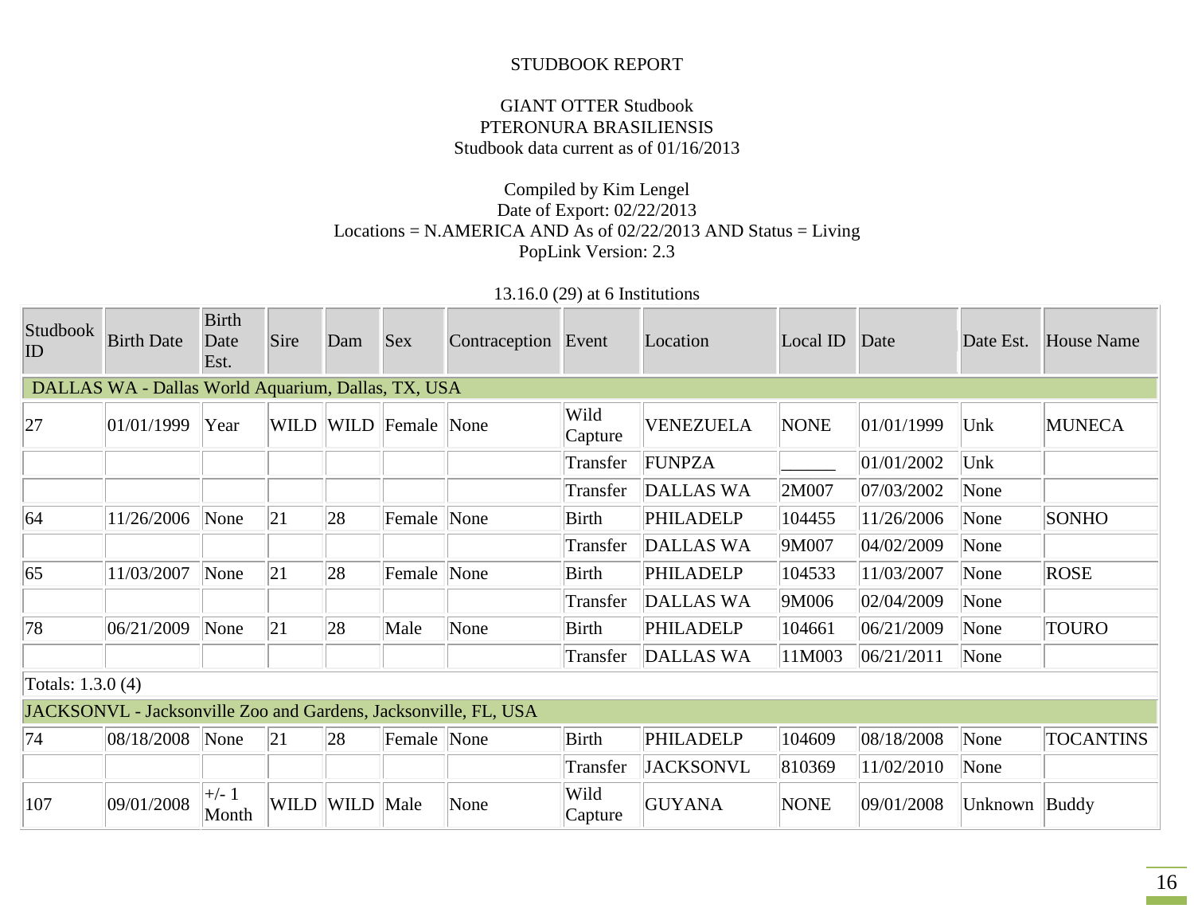STUDBOOK REPORT

GIANT OTTER Studbook
PTERONURA BRASILIENSIS
Studbook data current as of 01/16/2013

Compiled by Kim Lengel
Date of Export: 02/22/2013
Locations = N.AMERICA AND As of 02/22/2013 AND Status = Living
PopLink Version: 2.3

13.16.0 (29) at 6 Institutions

| Studbook ID | Birth Date | Birth Date Est. | Sire | Dam | Sex | Contraception | Event | Location | Local ID | Date | Date Est. | House Name |
|---|---|---|---|---|---|---|---|---|---|---|---|---|
| DALLAS WA - Dallas World Aquarium, Dallas, TX, USA | | | | | | | | | | | | |
| 27 | 01/01/1999 | Year | WILD | WILD | Female | None | Wild Capture | VENEZUELA | NONE | 01/01/1999 | Unk | MUNECA |
| | | | | | | | Transfer | FUNPZA | ______ | 01/01/2002 | Unk | |
| | | | | | | | Transfer | DALLAS WA | 2M007 | 07/03/2002 | None | |
| 64 | 11/26/2006 | None | 21 | 28 | Female | None | Birth | PHILADELP | 104455 | 11/26/2006 | None | SONHO |
| | | | | | | | Transfer | DALLAS WA | 9M007 | 04/02/2009 | None | |
| 65 | 11/03/2007 | None | 21 | 28 | Female | None | Birth | PHILADELP | 104533 | 11/03/2007 | None | ROSE |
| | | | | | | | Transfer | DALLAS WA | 9M006 | 02/04/2009 | None | |
| 78 | 06/21/2009 | None | 21 | 28 | Male | None | Birth | PHILADELP | 104661 | 06/21/2009 | None | TOURO |
| | | | | | | | Transfer | DALLAS WA | 11M003 | 06/21/2011 | None | |
| Totals: 1.3.0 (4) | | | | | | | | | | | | |
| JACKSONVL - Jacksonville Zoo and Gardens, Jacksonville, FL, USA | | | | | | | | | | | | |
| 74 | 08/18/2008 | None | 21 | 28 | Female | None | Birth | PHILADELP | 104609 | 08/18/2008 | None | TOCANTINS |
| | | | | | | | Transfer | JACKSONVL | 810369 | 11/02/2010 | None | |
| 107 | 09/01/2008 | +/- 1 Month | WILD | WILD | Male | None | Wild Capture | GUYANA | NONE | 09/01/2008 | Unknown | Buddy |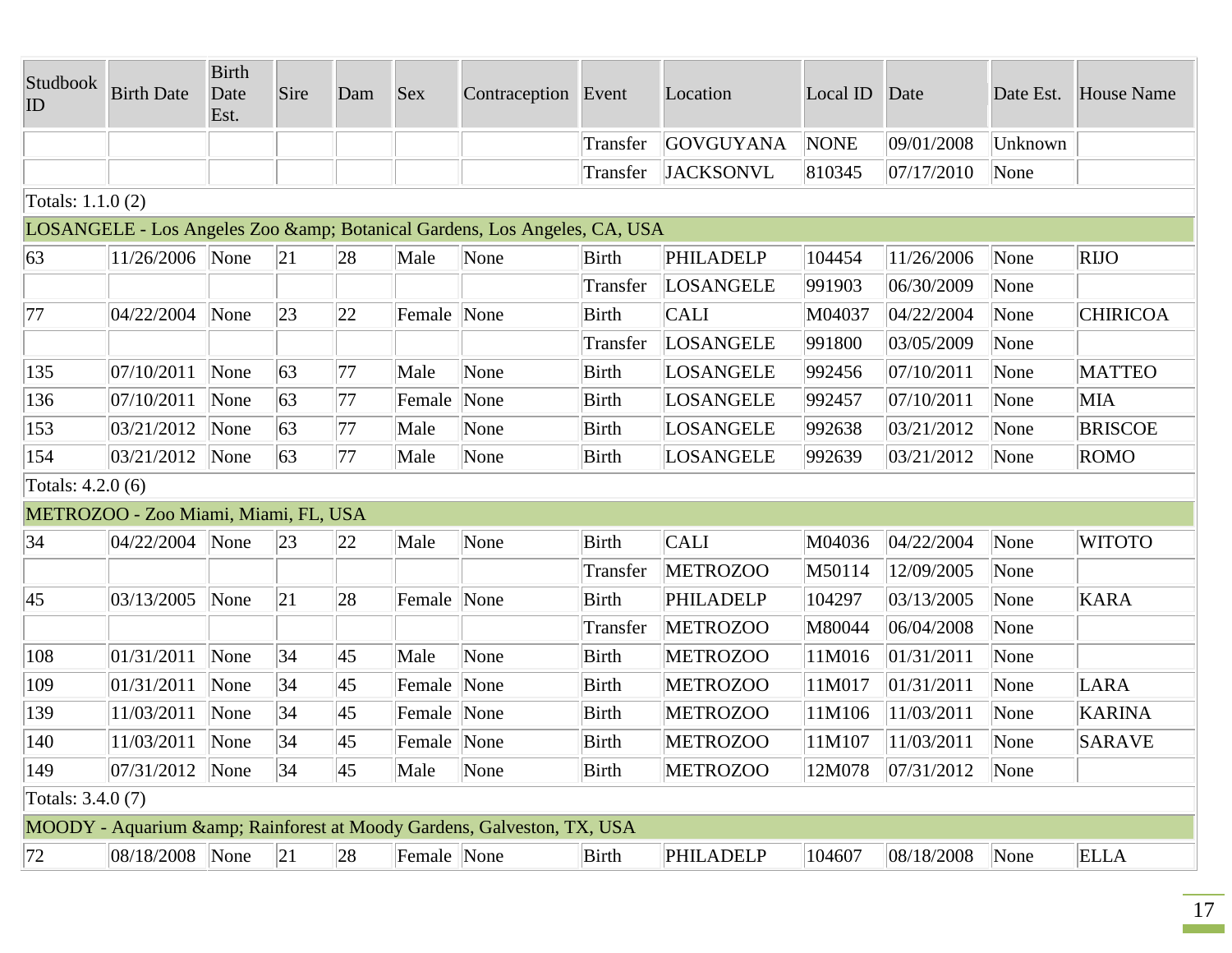| Studbook ID | Birth Date | Birth Date Est. | Sire | Dam | Sex | Contraception | Event | Location | Local ID | Date | Date Est. | House Name |
|---|---|---|---|---|---|---|---|---|---|---|---|---|
| | | | | | | | Transfer | GOVGUYANA | NONE | 09/01/2008 | Unknown | |
| | | | | | | | Transfer | JACKSONVL | 810345 | 07/17/2010 | None | |
| Totals: 1.1.0 (2) | | | | | | | | | | | | |
| LOSANGELE - Los Angeles Zoo &amp; Botanical Gardens, Los Angeles, CA, USA | | | | | | | | | | | | |
| 63 | 11/26/2006 | None | 21 | 28 | Male | None | Birth | PHILADELP | 104454 | 11/26/2006 | None | RIJO |
| | | | | | | | Transfer | LOSANGELE | 991903 | 06/30/2009 | None | |
| 77 | 04/22/2004 | None | 23 | 22 | Female | None | Birth | CALI | M04037 | 04/22/2004 | None | CHIRICOA |
| | | | | | | | Transfer | LOSANGELE | 991800 | 03/05/2009 | None | |
| 135 | 07/10/2011 | None | 63 | 77 | Male | None | Birth | LOSANGELE | 992456 | 07/10/2011 | None | MATTEO |
| 136 | 07/10/2011 | None | 63 | 77 | Female | None | Birth | LOSANGELE | 992457 | 07/10/2011 | None | MIA |
| 153 | 03/21/2012 | None | 63 | 77 | Male | None | Birth | LOSANGELE | 992638 | 03/21/2012 | None | BRISCOE |
| 154 | 03/21/2012 | None | 63 | 77 | Male | None | Birth | LOSANGELE | 992639 | 03/21/2012 | None | ROMO |
| Totals: 4.2.0 (6) | | | | | | | | | | | | |
| METROZOO - Zoo Miami, Miami, FL, USA | | | | | | | | | | | | |
| 34 | 04/22/2004 | None | 23 | 22 | Male | None | Birth | CALI | M04036 | 04/22/2004 | None | WITOTO |
| | | | | | | | Transfer | METROZOO | M50114 | 12/09/2005 | None | |
| 45 | 03/13/2005 | None | 21 | 28 | Female | None | Birth | PHILADELP | 104297 | 03/13/2005 | None | KARA |
| | | | | | | | Transfer | METROZOO | M80044 | 06/04/2008 | None | |
| 108 | 01/31/2011 | None | 34 | 45 | Male | None | Birth | METROZOO | 11M016 | 01/31/2011 | None | |
| 109 | 01/31/2011 | None | 34 | 45 | Female | None | Birth | METROZOO | 11M017 | 01/31/2011 | None | LARA |
| 139 | 11/03/2011 | None | 34 | 45 | Female | None | Birth | METROZOO | 11M106 | 11/03/2011 | None | KARINA |
| 140 | 11/03/2011 | None | 34 | 45 | Female | None | Birth | METROZOO | 11M107 | 11/03/2011 | None | SARAVE |
| 149 | 07/31/2012 | None | 34 | 45 | Male | None | Birth | METROZOO | 12M078 | 07/31/2012 | None | |
| Totals: 3.4.0 (7) | | | | | | | | | | | | |
| MOODY - Aquarium &amp; Rainforest at Moody Gardens, Galveston, TX, USA | | | | | | | | | | | | |
| 72 | 08/18/2008 | None | 21 | 28 | Female | None | Birth | PHILADELP | 104607 | 08/18/2008 | None | ELLA |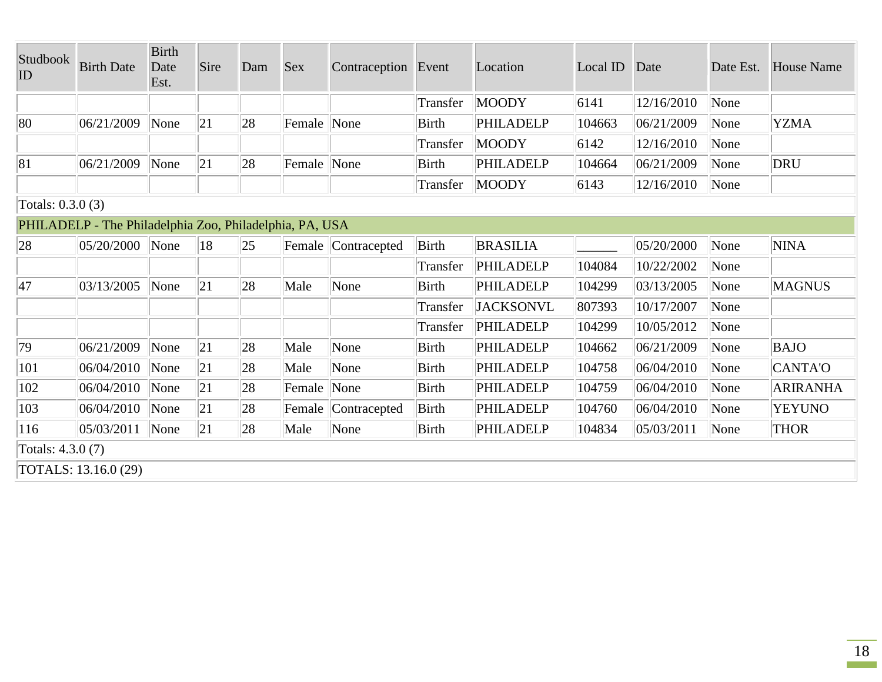| Studbook ID | Birth Date | Birth Date Est. | Sire | Dam | Sex | Contraception | Event | Location | Local ID | Date | Date Est. | House Name |
|---|---|---|---|---|---|---|---|---|---|---|---|---|
| | | | | | | | Transfer | MOODY | 6141 | 12/16/2010 | None | |
| 80 | 06/21/2009 | None | 21 | 28 | Female | None | Birth | PHILADELP | 104663 | 06/21/2009 | None | YZMA |
| | | | | | | | Transfer | MOODY | 6142 | 12/16/2010 | None | |
| 81 | 06/21/2009 | None | 21 | 28 | Female | None | Birth | PHILADELP | 104664 | 06/21/2009 | None | DRU |
| | | | | | | | Transfer | MOODY | 6143 | 12/16/2010 | None | |
| Totals: 0.3.0 (3) | | | | | | | | | | | | |
| PHILADELP - The Philadelphia Zoo, Philadelphia, PA, USA | | | | | | | | | | | | |
| 28 | 05/20/2000 | None | 18 | 25 | Female | Contracepted | Birth | BRASILIA | ______ | 05/20/2000 | None | NINA |
| | | | | | | | Transfer | PHILADELP | 104084 | 10/22/2002 | None | |
| 47 | 03/13/2005 | None | 21 | 28 | Male | None | Birth | PHILADELP | 104299 | 03/13/2005 | None | MAGNUS |
| | | | | | | | Transfer | JACKSONVL | 807393 | 10/17/2007 | None | |
| | | | | | | | Transfer | PHILADELP | 104299 | 10/05/2012 | None | |
| 79 | 06/21/2009 | None | 21 | 28 | Male | None | Birth | PHILADELP | 104662 | 06/21/2009 | None | BAJO |
| 101 | 06/04/2010 | None | 21 | 28 | Male | None | Birth | PHILADELP | 104758 | 06/04/2010 | None | CANTA'O |
| 102 | 06/04/2010 | None | 21 | 28 | Female | None | Birth | PHILADELP | 104759 | 06/04/2010 | None | ARIRANHA |
| 103 | 06/04/2010 | None | 21 | 28 | Female | Contracepted | Birth | PHILADELP | 104760 | 06/04/2010 | None | YEYUNO |
| 116 | 05/03/2011 | None | 21 | 28 | Male | None | Birth | PHILADELP | 104834 | 05/03/2011 | None | THOR |
| Totals: 4.3.0 (7) | | | | | | | | | | | | |
| TOTALS: 13.16.0 (29) | | | | | | | | | | | | |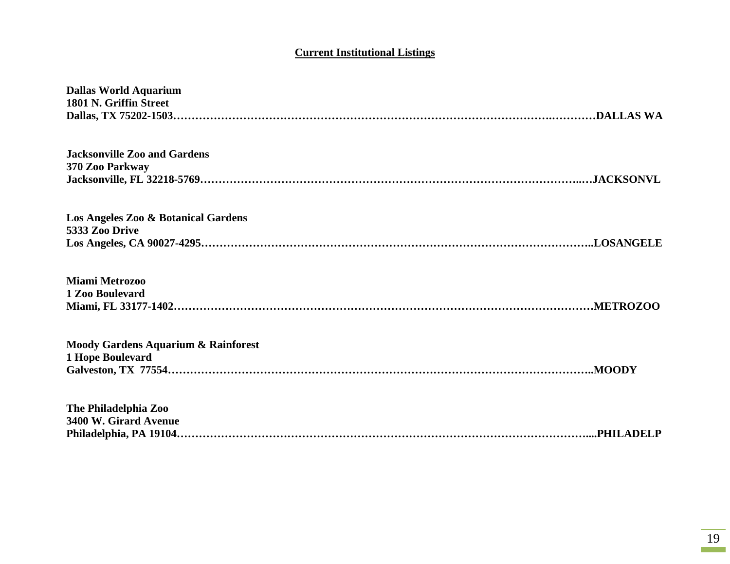## Current Institutional Listings

**Dallas World Aquarium**
**1801 N. Griffin Street**
**Dallas, TX 75202-1503……………………………………………………………………………………….………….DALLAS WA**

**Jacksonville Zoo and Gardens**
**370 Zoo Parkway**
**Jacksonville, FL 32218-5769………………………………………………………………………………………..…JACKSONVL**

**Los Angeles Zoo & Botanical Gardens**
**5333 Zoo Drive**
**Los Angeles, CA 90027-4295……………………………………………………………………………………………..LOSANGELE**

**Miami Metrozoo**
**1 Zoo Boulevard**
**Miami, FL 33177-1402……………………………………………………………………………………………………METROZOO**

**Moody Gardens Aquarium & Rainforest**
**1 Hope Boulevard**
**Galveston, TX 77554…………………………………………………………………………………………………..MOODY**

**The Philadelphia Zoo**
**3400 W. Girard Avenue**
**Philadelphia, PA 19104…………………………………………………………………………………………….....PHILADELP**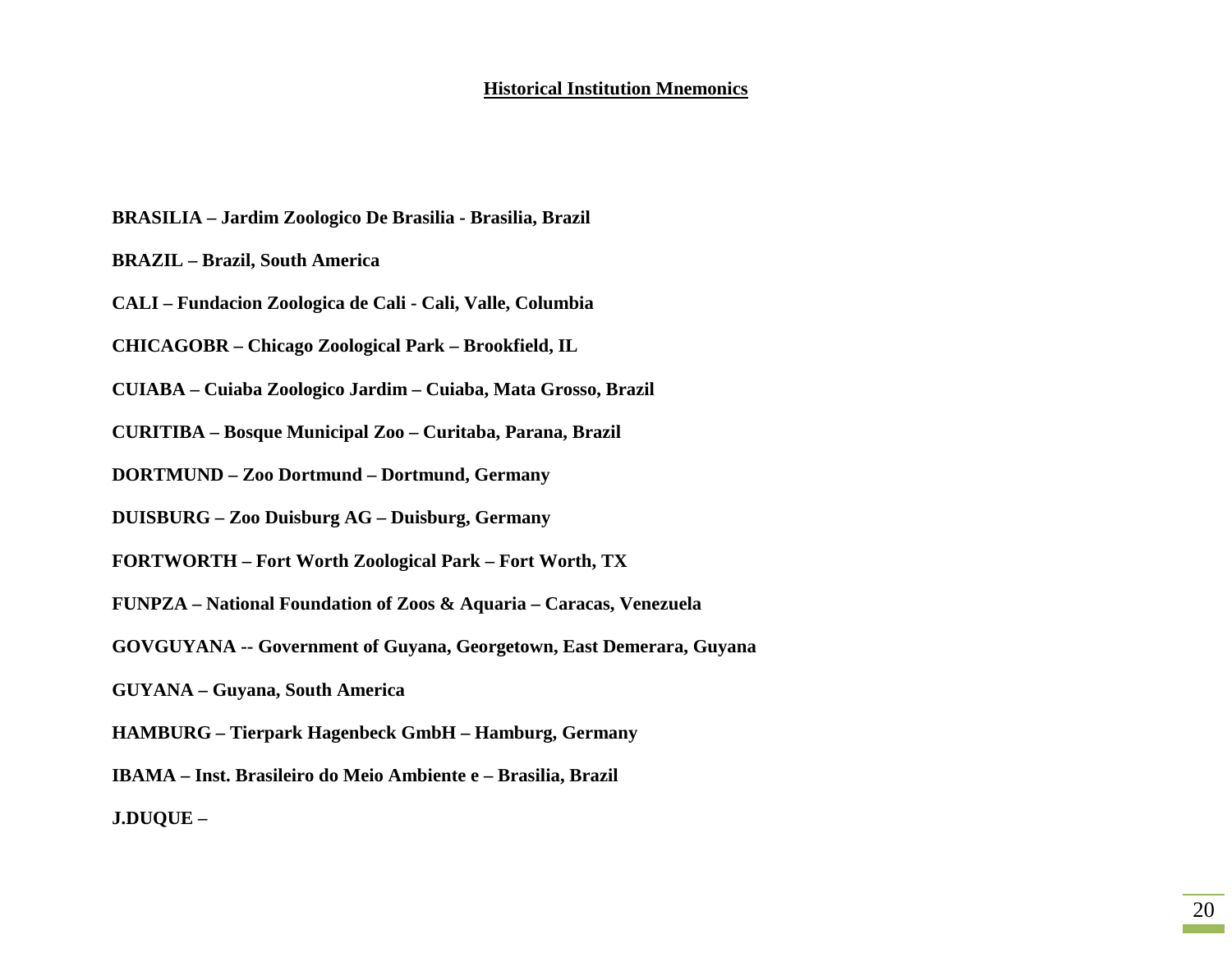## Historical Institution Mnemonics

**BRASILIA – Jardim Zoologico De Brasilia - Brasilia, Brazil**

**BRAZIL – Brazil, South America**

**CALI – Fundacion Zoologica de Cali - Cali, Valle, Columbia**

**CHICAGOBR – Chicago Zoological Park – Brookfield, IL**

**CUIABA – Cuiaba Zoologico Jardim – Cuiaba, Mata Grosso, Brazil**

**CURITIBA – Bosque Municipal Zoo – Curitaba, Parana, Brazil**

**DORTMUND – Zoo Dortmund – Dortmund, Germany**

**DUISBURG – Zoo Duisburg AG – Duisburg, Germany**

**FORTWORTH – Fort Worth Zoological Park – Fort Worth, TX**

**FUNPZA – National Foundation of Zoos & Aquaria – Caracas, Venezuela**

**GOVGUYANA -- Government of Guyana, Georgetown, East Demerara, Guyana**

**GUYANA – Guyana, South America**

**HAMBURG – Tierpark Hagenbeck GmbH – Hamburg, Germany**

**IBAMA – Inst. Brasileiro do Meio Ambiente e – Brasilia, Brazil**

**J.DUQUE –**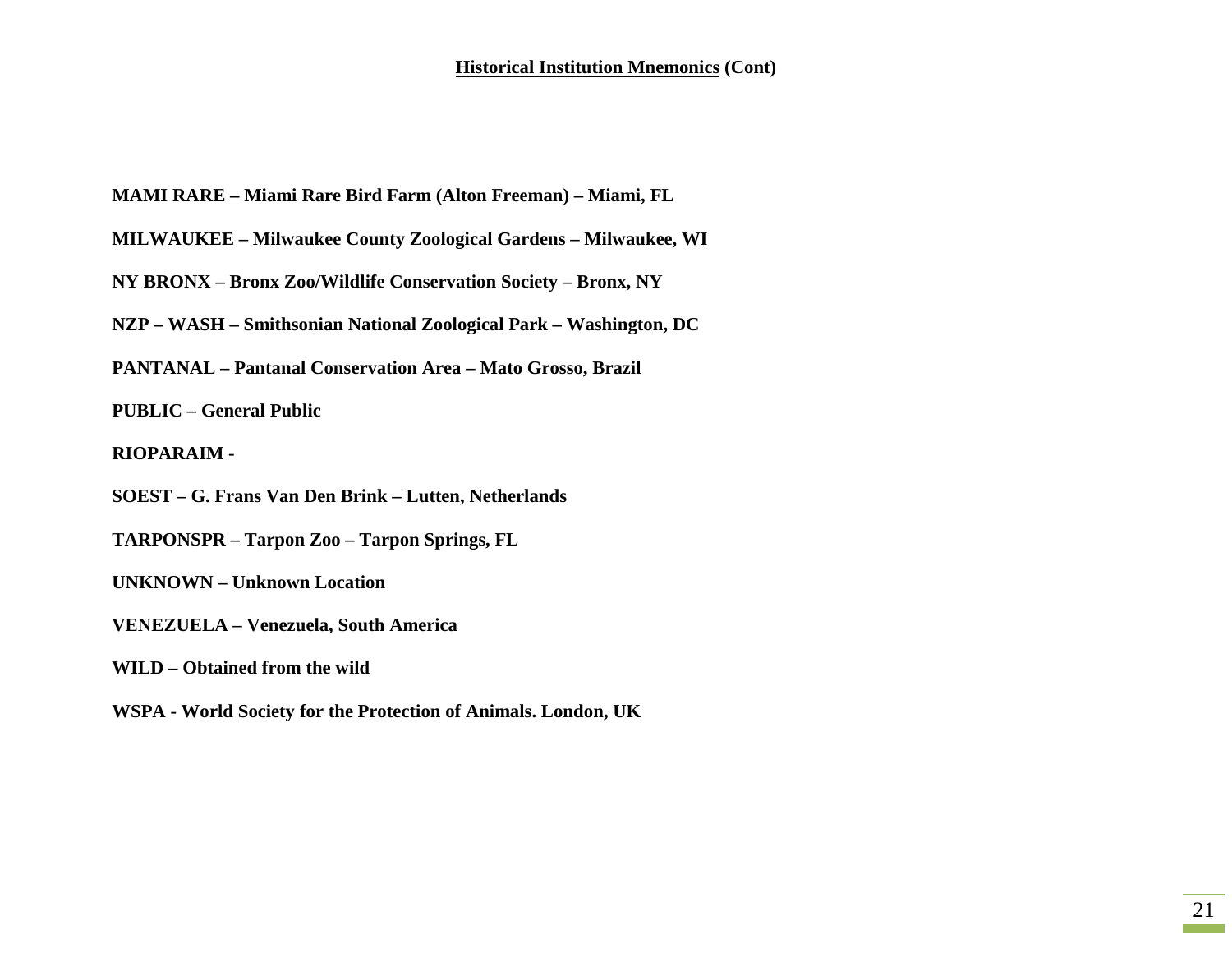**<u>Historical Institution Mnemonics</u> (Cont)**

**MAMI RARE – Miami Rare Bird Farm (Alton Freeman) – Miami, FL**

**MILWAUKEE – Milwaukee County Zoological Gardens – Milwaukee, WI**

**NY BRONX – Bronx Zoo/Wildlife Conservation Society – Bronx, NY**

**NZP – WASH – Smithsonian National Zoological Park – Washington, DC**

**PANTANAL – Pantanal Conservation Area – Mato Grosso, Brazil**

**PUBLIC – General Public**

**RIOPARAIM -**

**SOEST – G. Frans Van Den Brink – Lutten, Netherlands**

**TARPONSPR – Tarpon Zoo – Tarpon Springs, FL**

**UNKNOWN – Unknown Location**

**VENEZUELA – Venezuela, South America**

**WILD – Obtained from the wild**

**WSPA - World Society for the Protection of Animals. London, UK**